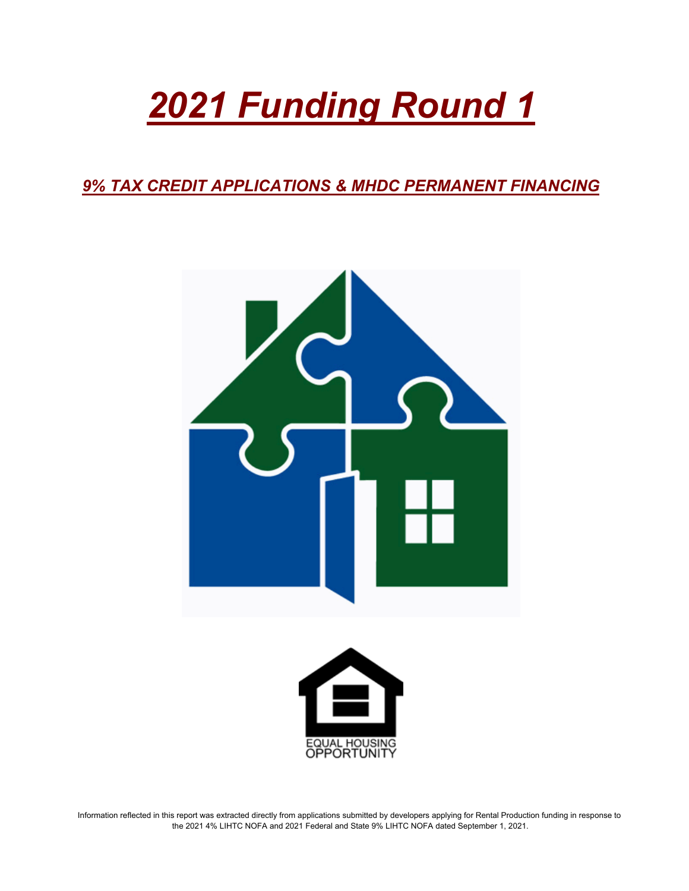# *2021 Funding Round 1*

## *9% TAX CREDIT APPLICATIONS & MHDC PERMANENT FINANCING*

EQUAL HOUSING OPPORTUNITY

Information reflected in this report was extracted directly from applications submitted by developers applying for Rental Production funding in response to the 2021 4% LIHTC NOFA and 2021 Federal and State 9% LIHTC NOFA dated September 1, 2021.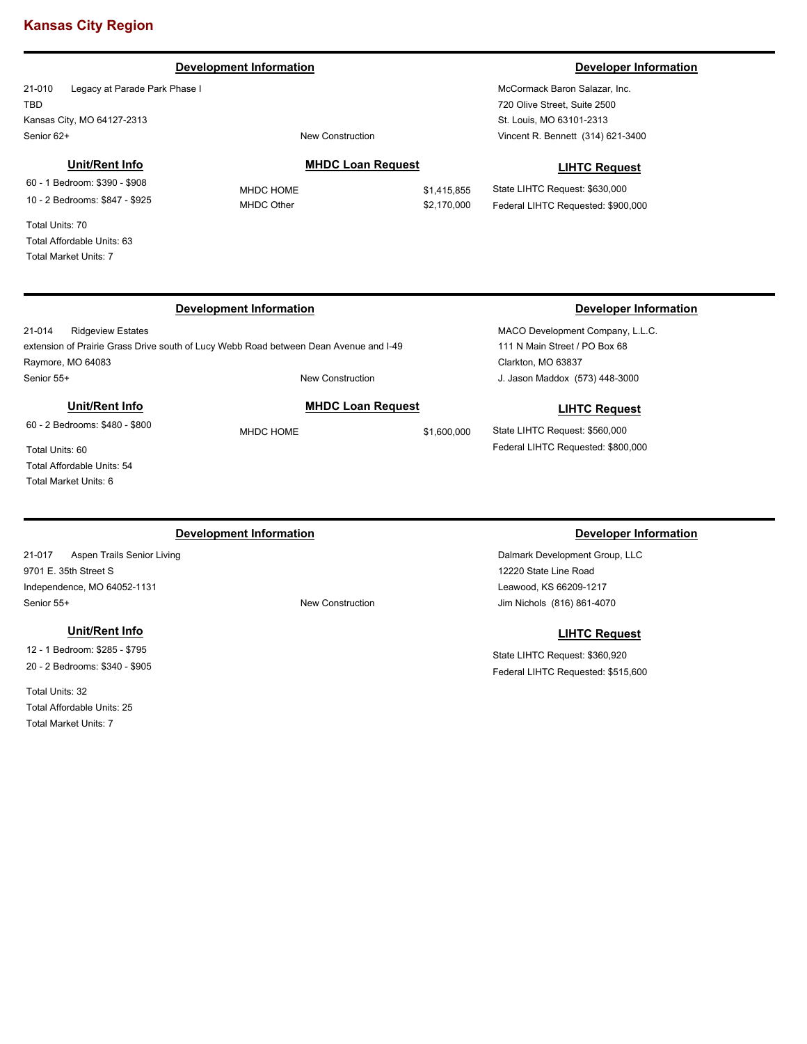# Kansas City Region

### Development Information

21-010 Legacy at Parade Park Phase I
TBD
Kansas City, MO 64127-2313
Senior 62+

New Construction

### Developer Information

McCormack Baron Salazar, Inc.
720 Olive Street, Suite 2500
St. Louis, MO 63101-2313
Vincent R. Bennett (314) 621-3400

**Unit/Rent Info**

60 - 1 Bedroom: $390 - $908
10 - 2 Bedrooms: $847 - $925

Total Units: 70
Total Affordable Units: 63
Total Market Units: 7

**MHDC Loan Request**

MHDC HOME $1,415,855
MHDC Other $2,170,000

**LIHTC Request**

State LIHTC Request: $630,000
Federal LIHTC Requested: $900,000

---

### Development Information

21-014 Ridgeview Estates
extension of Prairie Grass Drive south of Lucy Webb Road between Dean Avenue and I-49
Raymore, MO 64083
Senior 55+

New Construction

### Developer Information

MACO Development Company, L.L.C.
111 N Main Street / PO Box 68
Clarkton, MO 63837
J. Jason Maddox (573) 448-3000

**Unit/Rent Info**

60 - 2 Bedrooms: $480 - $800

Total Units: 60
Total Affordable Units: 54
Total Market Units: 6

**MHDC Loan Request**

MHDC HOME $1,600,000

**LIHTC Request**

State LIHTC Request: $560,000
Federal LIHTC Requested: $800,000

---

### Development Information

21-017 Aspen Trails Senior Living
9701 E. 35th Street S
Independence, MO 64052-1131
Senior 55+

New Construction

### Developer Information

Dalmark Development Group, LLC
12220 State Line Road
Leawood, KS 66209-1217
Jim Nichols (816) 861-4070

**Unit/Rent Info**

12 - 1 Bedroom: $285 - $795
20 - 2 Bedrooms: $340 - $905

Total Units: 32
Total Affordable Units: 25
Total Market Units: 7

**LIHTC Request**

State LIHTC Request: $360,920
Federal LIHTC Requested: $515,600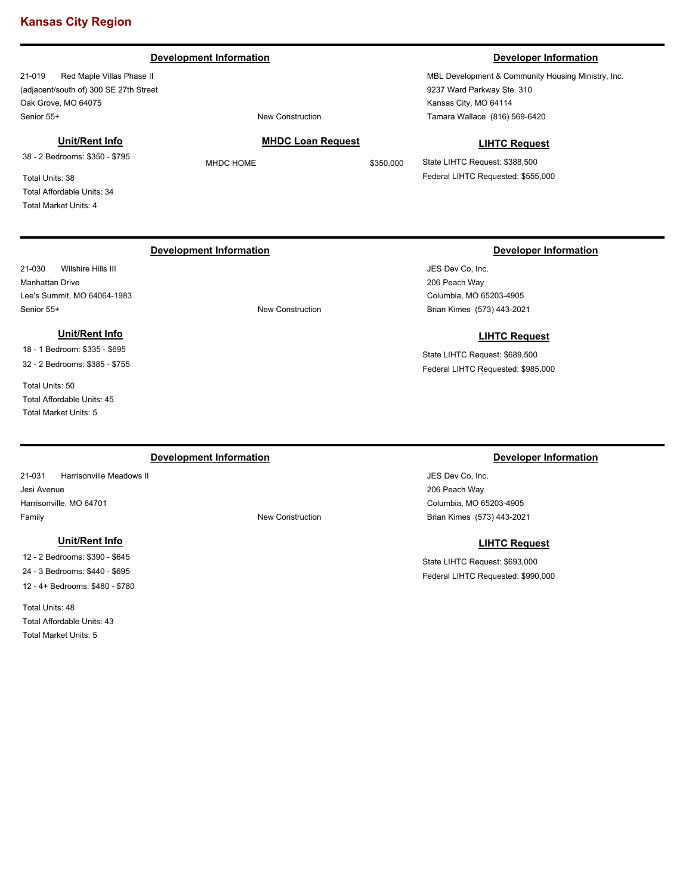## Kansas City Region

---

### Development Information

21-019 Red Maple Villas Phase II
(adjacent/south of) 300 SE 27th Street
Oak Grove, MO 64075
Senior 55+

New Construction

### Developer Information

MBL Development & Community Housing Ministry, Inc.
9237 Ward Parkway Ste. 310
Kansas City, MO 64114
Tamara Wallace (816) 569-6420

### Unit/Rent Info

38 - 2 Bedrooms: $350 - $795

Total Units: 38
Total Affordable Units: 34
Total Market Units: 4

### MHDC Loan Request

MHDC HOME $350,000

### LIHTC Request

State LIHTC Request: $388,500
Federal LIHTC Requested: $555,000

---

### Development Information

21-030 Wilshire Hills III
Manhattan Drive
Lee's Summit, MO 64064-1983
Senior 55+

New Construction

### Developer Information

JES Dev Co, Inc.
206 Peach Way
Columbia, MO 65203-4905
Brian Kimes (573) 443-2021

### Unit/Rent Info

18 - 1 Bedroom: $335 - $695
32 - 2 Bedrooms: $385 - $755

Total Units: 50
Total Affordable Units: 45
Total Market Units: 5

### LIHTC Request

State LIHTC Request: $689,500
Federal LIHTC Requested: $985,000

---

### Development Information

21-031 Harrisonville Meadows II
Jesi Avenue
Harrisonville, MO 64701
Family

New Construction

### Developer Information

JES Dev Co, Inc.
206 Peach Way
Columbia, MO 65203-4905
Brian Kimes (573) 443-2021

### Unit/Rent Info

12 - 2 Bedrooms: $390 - $645
24 - 3 Bedrooms: $440 - $695
12 - 4+ Bedrooms: $480 - $780

Total Units: 48
Total Affordable Units: 43
Total Market Units: 5

### LIHTC Request

State LIHTC Request: $693,000
Federal LIHTC Requested: $990,000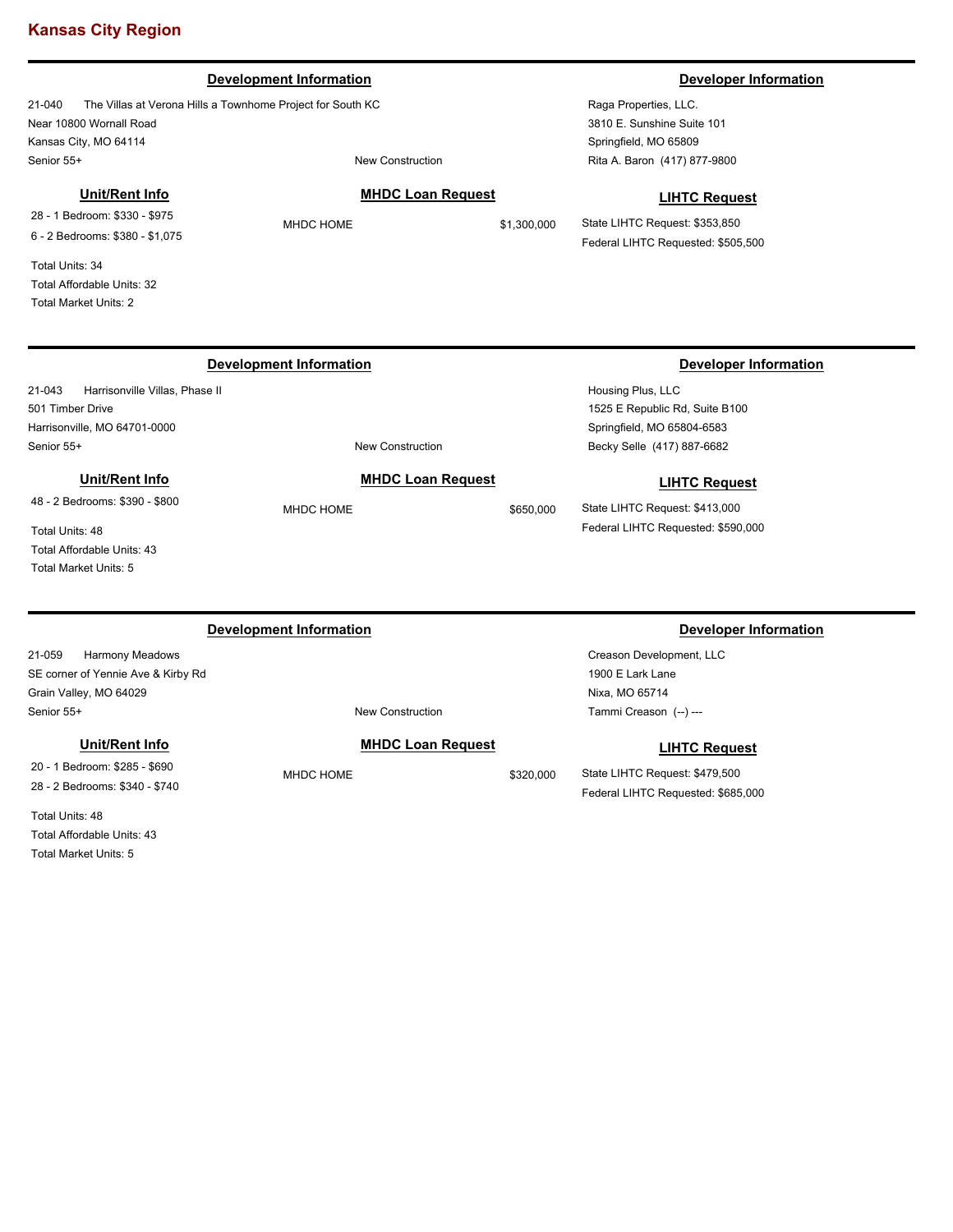## Kansas City Region

### Development Information

21-040 The Villas at Verona Hills a Townhome Project for South KC
Near 10800 Wornall Road
Kansas City, MO 64114
Senior 55+

New Construction

### Developer Information

Raga Properties, LLC.
3810 E. Sunshine Suite 101
Springfield, MO 65809
Rita A. Baron (417) 877-9800

**Unit/Rent Info**

28 - 1 Bedroom: $330 - $975
6 - 2 Bedrooms: $380 - $1,075

Total Units: 34
Total Affordable Units: 32
Total Market Units: 2

**MHDC Loan Request**

MHDC HOME $1,300,000

**LIHTC Request**

State LIHTC Request: $353,850
Federal LIHTC Requested: $505,500

---

### Development Information

21-043 Harrisonville Villas, Phase II
501 Timber Drive
Harrisonville, MO 64701-0000
Senior 55+

New Construction

### Developer Information

Housing Plus, LLC
1525 E Republic Rd, Suite B100
Springfield, MO 65804-6583
Becky Selle (417) 887-6682

**Unit/Rent Info**

48 - 2 Bedrooms: $390 - $800

Total Units: 48
Total Affordable Units: 43
Total Market Units: 5

**MHDC Loan Request**

MHDC HOME $650,000

**LIHTC Request**

State LIHTC Request: $413,000
Federal LIHTC Requested: $590,000

---

### Development Information

21-059 Harmony Meadows
SE corner of Yennie Ave & Kirby Rd
Grain Valley, MO 64029
Senior 55+

New Construction

### Developer Information

Creason Development, LLC
1900 E Lark Lane
Nixa, MO 65714
Tammi Creason (--) ---

**Unit/Rent Info**

20 - 1 Bedroom: $285 - $690
28 - 2 Bedrooms: $340 - $740

Total Units: 48
Total Affordable Units: 43
Total Market Units: 5

**MHDC Loan Request**

MHDC HOME $320,000

**LIHTC Request**

State LIHTC Request: $479,500
Federal LIHTC Requested: $685,000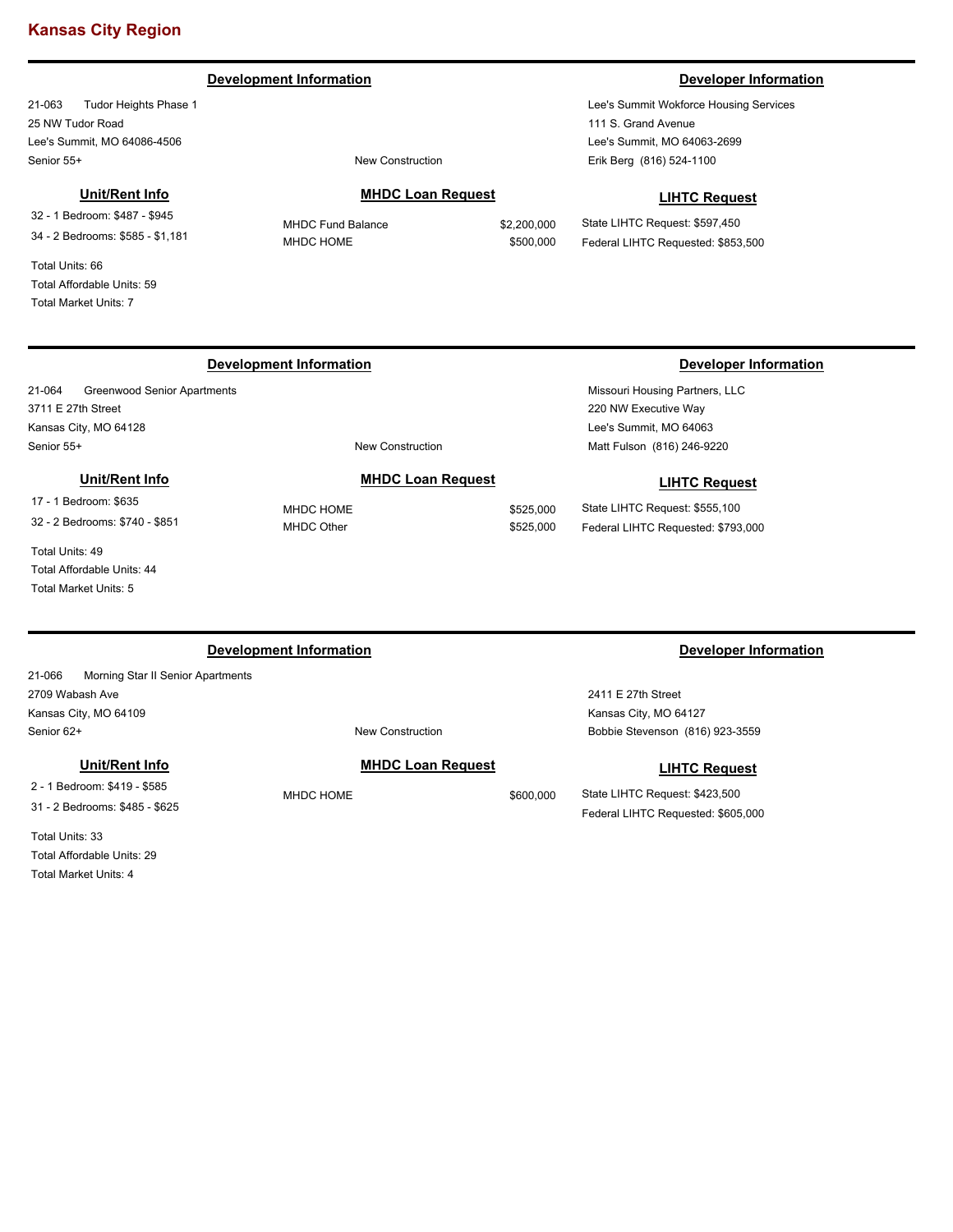## Kansas City Region

### Development Information

21-063 Tudor Heights Phase 1
25 NW Tudor Road
Lee's Summit, MO 64086-4506
Senior 55+

New Construction

### Developer Information

Lee's Summit Wokforce Housing Services
111 S. Grand Avenue
Lee's Summit, MO 64063-2699
Erik Berg (816) 524-1100

### Unit/Rent Info

32 - 1 Bedroom: $487 - $945
34 - 2 Bedrooms: $585 - $1,181

Total Units: 66
Total Affordable Units: 59
Total Market Units: 7

### MHDC Loan Request

| | |
|---|---|
| MHDC Fund Balance | $2,200,000 |
| MHDC HOME | $500,000 |

### LIHTC Request

State LIHTC Request: $597,450
Federal LIHTC Requested: $853,500

---

### Development Information

21-064 Greenwood Senior Apartments
3711 E 27th Street
Kansas City, MO 64128
Senior 55+

New Construction

### Developer Information

Missouri Housing Partners, LLC
220 NW Executive Way
Lee's Summit, MO 64063
Matt Fulson (816) 246-9220

### Unit/Rent Info

17 - 1 Bedroom: $635
32 - 2 Bedrooms: $740 - $851

Total Units: 49
Total Affordable Units: 44
Total Market Units: 5

### MHDC Loan Request

| | |
|---|---|
| MHDC HOME | $525,000 |
| MHDC Other | $525,000 |

### LIHTC Request

State LIHTC Request: $555,100
Federal LIHTC Requested: $793,000

---

### Development Information

21-066 Morning Star II Senior Apartments
2709 Wabash Ave
Kansas City, MO 64109
Senior 62+

New Construction

### Developer Information

2411 E 27th Street
Kansas City, MO 64127
Bobbie Stevenson (816) 923-3559

### Unit/Rent Info

2 - 1 Bedroom: $419 - $585
31 - 2 Bedrooms: $485 - $625

Total Units: 33
Total Affordable Units: 29
Total Market Units: 4

### MHDC Loan Request

| | |
|---|---|
| MHDC HOME | $600,000 |

### LIHTC Request

State LIHTC Request: $423,500
Federal LIHTC Requested: $605,000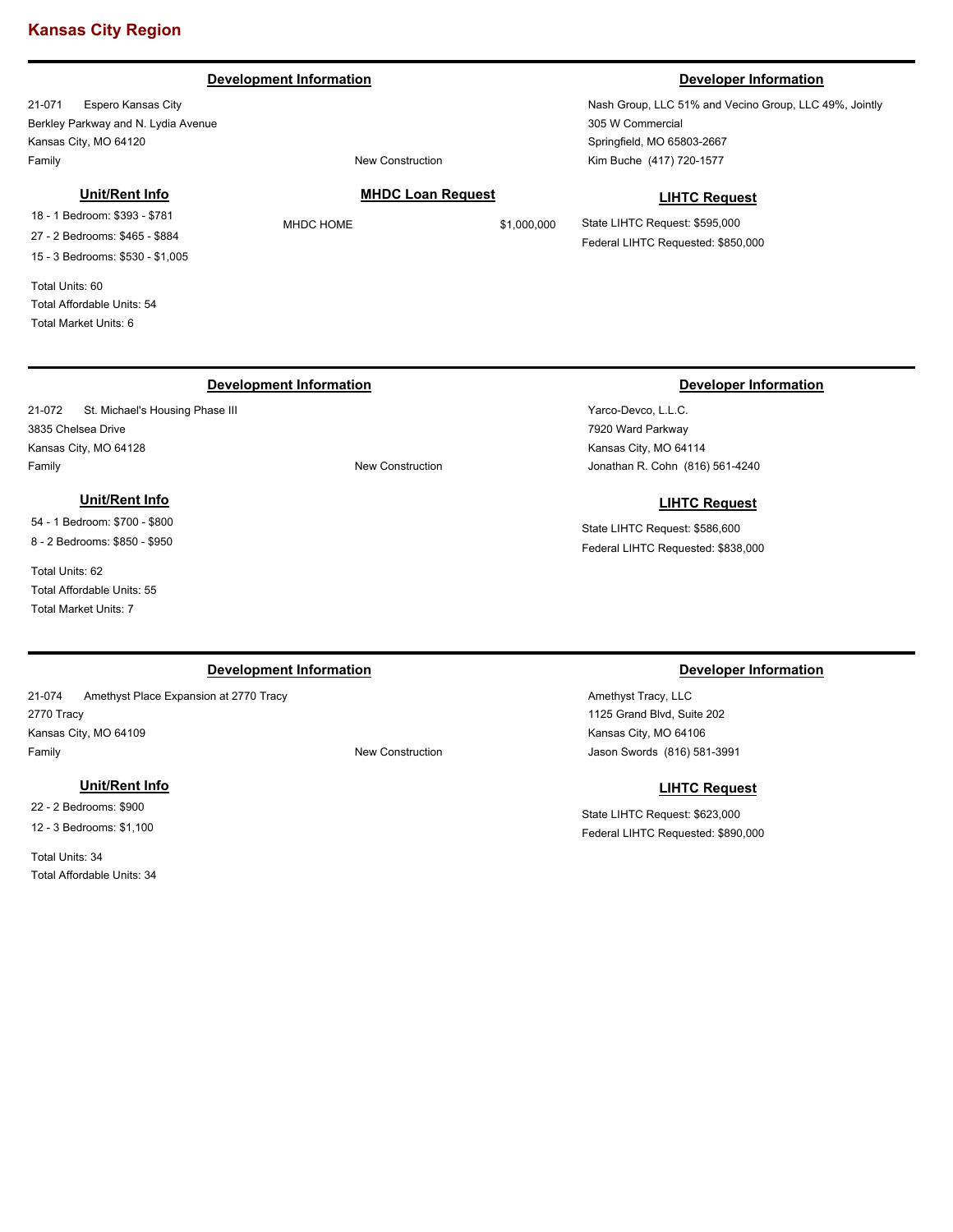# Kansas City Region

### Development Information

21-071 Espero Kansas City
Berkley Parkway and N. Lydia Avenue
Kansas City, MO 64120
Family

New Construction

### Developer Information

Nash Group, LLC 51% and Vecino Group, LLC 49%, Jointly
305 W Commercial
Springfield, MO 65803-2667
Kim Buche (417) 720-1577

### Unit/Rent Info

18 - 1 Bedroom: $393 - $781
27 - 2 Bedrooms: $465 - $884
15 - 3 Bedrooms: $530 - $1,005

Total Units: 60
Total Affordable Units: 54
Total Market Units: 6

### MHDC Loan Request

| | |
|---|---|
| MHDC HOME | $1,000,000 |

### LIHTC Request

State LIHTC Request: $595,000
Federal LIHTC Requested: $850,000

---

### Development Information

21-072 St. Michael's Housing Phase III
3835 Chelsea Drive
Kansas City, MO 64128
Family

New Construction

### Developer Information

Yarco-Devco, L.L.C.
7920 Ward Parkway
Kansas City, MO 64114
Jonathan R. Cohn (816) 561-4240

### Unit/Rent Info

54 - 1 Bedroom: $700 - $800
8 - 2 Bedrooms: $850 - $950

Total Units: 62
Total Affordable Units: 55
Total Market Units: 7

### LIHTC Request

State LIHTC Request: $586,600
Federal LIHTC Requested: $838,000

---

### Development Information

21-074 Amethyst Place Expansion at 2770 Tracy
2770 Tracy
Kansas City, MO 64109
Family

New Construction

### Developer Information

Amethyst Tracy, LLC
1125 Grand Blvd, Suite 202
Kansas City, MO 64106
Jason Swords (816) 581-3991

### Unit/Rent Info

22 - 2 Bedrooms: $900
12 - 3 Bedrooms: $1,100

Total Units: 34
Total Affordable Units: 34

### LIHTC Request

State LIHTC Request: $623,000
Federal LIHTC Requested: $890,000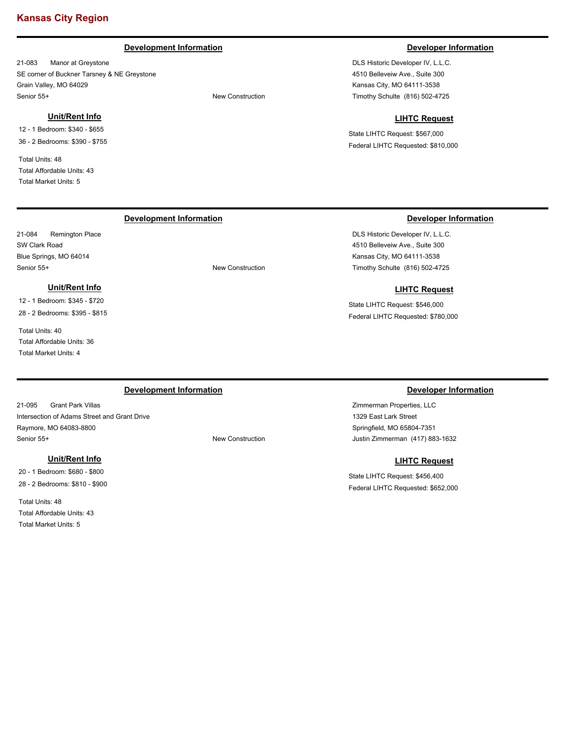# Kansas City Region

---

### Development Information

21-083 Manor at Greystone
SE corner of Buckner Tarsney & NE Greystone
Grain Valley, MO 64029
Senior 55+ New Construction

### Developer Information

DLS Historic Developer IV, L.L.C.
4510 Belleveiw Ave., Suite 300
Kansas City, MO 64111-3538
Timothy Schulte (816) 502-4725

### Unit/Rent Info

12 - 1 Bedroom: $340 - $655
36 - 2 Bedrooms: $390 - $755

Total Units: 48
Total Affordable Units: 43
Total Market Units: 5

### LIHTC Request

State LIHTC Request: $567,000
Federal LIHTC Requested: $810,000

---

### Development Information

21-084 Remington Place
SW Clark Road
Blue Springs, MO 64014
Senior 55+ New Construction

### Developer Information

DLS Historic Developer IV, L.L.C.
4510 Belleveiw Ave., Suite 300
Kansas City, MO 64111-3538
Timothy Schulte (816) 502-4725

### Unit/Rent Info

12 - 1 Bedroom: $345 - $720
28 - 2 Bedrooms: $395 - $815

Total Units: 40
Total Affordable Units: 36
Total Market Units: 4

### LIHTC Request

State LIHTC Request: $546,000
Federal LIHTC Requested: $780,000

---

### Development Information

21-095 Grant Park Villas
Intersection of Adams Street and Grant Drive
Raymore, MO 64083-8800
Senior 55+ New Construction

### Developer Information

Zimmerman Properties, LLC
1329 East Lark Street
Springfield, MO 65804-7351
Justin Zimmerman (417) 883-1632

### Unit/Rent Info

20 - 1 Bedroom: $680 - $800
28 - 2 Bedrooms: $810 - $900

Total Units: 48
Total Affordable Units: 43
Total Market Units: 5

### LIHTC Request

State LIHTC Request: $456,400
Federal LIHTC Requested: $652,000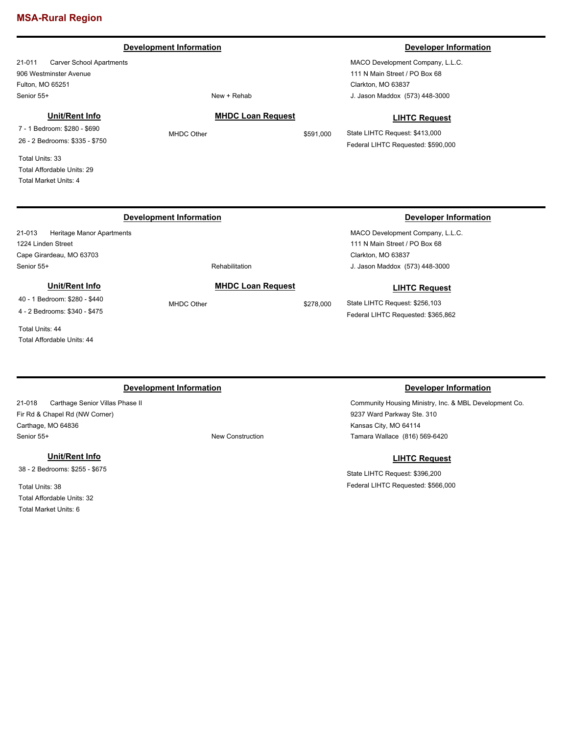## MSA-Rural Region

---

### Development Information

21-011 Carver School Apartments
906 Westminster Avenue
Fulton, MO 65251
Senior 55+

New + Rehab

### Developer Information

MACO Development Company, L.L.C.
111 N Main Street / PO Box 68
Clarkton, MO 63837
J. Jason Maddox (573) 448-3000

#### Unit/Rent Info

7 - 1 Bedroom: $280 - $690
26 - 2 Bedrooms: $335 - $750

Total Units: 33
Total Affordable Units: 29
Total Market Units: 4

#### MHDC Loan Request

MHDC Other $591,000

#### LIHTC Request

State LIHTC Request: $413,000
Federal LIHTC Requested: $590,000

---

### Development Information

21-013 Heritage Manor Apartments
1224 Linden Street
Cape Girardeau, MO 63703
Senior 55+

Rehabilitation

### Developer Information

MACO Development Company, L.L.C.
111 N Main Street / PO Box 68
Clarkton, MO 63837
J. Jason Maddox (573) 448-3000

#### Unit/Rent Info

40 - 1 Bedroom: $280 - $440
4 - 2 Bedrooms: $340 - $475

Total Units: 44
Total Affordable Units: 44

#### MHDC Loan Request

MHDC Other $278,000

#### LIHTC Request

State LIHTC Request: $256,103
Federal LIHTC Requested: $365,862

---

### Development Information

21-018 Carthage Senior Villas Phase II
Fir Rd & Chapel Rd (NW Corner)
Carthage, MO 64836
Senior 55+

New Construction

### Developer Information

Community Housing Ministry, Inc. & MBL Development Co.
9237 Ward Parkway Ste. 310
Kansas City, MO 64114
Tamara Wallace (816) 569-6420

#### Unit/Rent Info

38 - 2 Bedrooms: $255 - $675

Total Units: 38
Total Affordable Units: 32
Total Market Units: 6

#### LIHTC Request

State LIHTC Request: $396,200
Federal LIHTC Requested: $566,000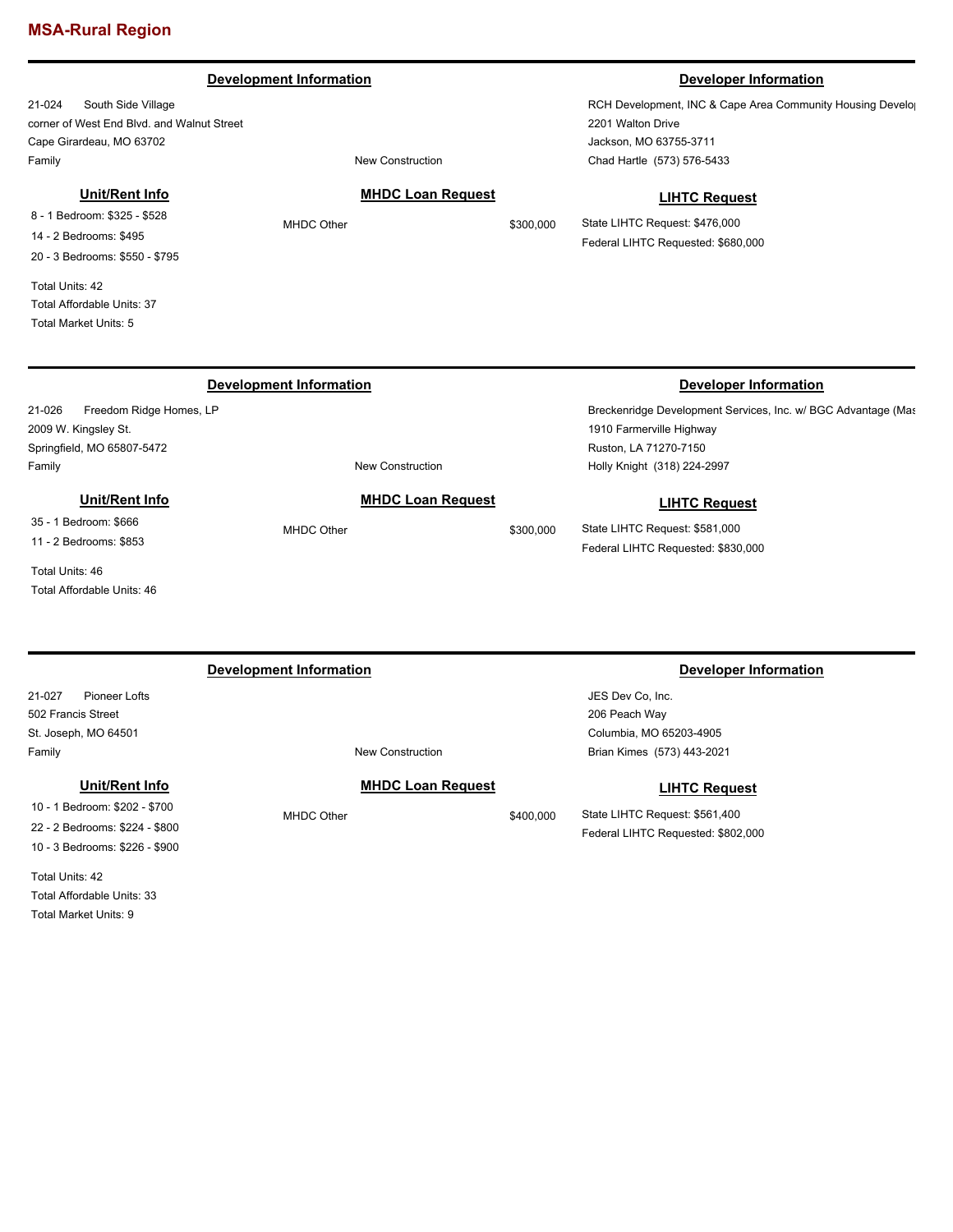## MSA-Rural Region

---

**Development Information**

21-024 South Side Village
corner of West End Blvd. and Walnut Street
Cape Girardeau, MO 63702
Family

New Construction

**Developer Information**

RCH Development, INC & Cape Area Community Housing Develo
2201 Walton Drive
Jackson, MO 63755-3711
Chad Hartle (573) 576-5433

**Unit/Rent Info**

8 - 1 Bedroom: $325 - $528
14 - 2 Bedrooms: $495
20 - 3 Bedrooms: $550 - $795

Total Units: 42
Total Affordable Units: 37
Total Market Units: 5

**MHDC Loan Request**

MHDC Other $300,000

**LIHTC Request**

State LIHTC Request: $476,000
Federal LIHTC Requested: $680,000

---

**Development Information**

21-026 Freedom Ridge Homes, LP
2009 W. Kingsley St.
Springfield, MO 65807-5472
Family

New Construction

**Developer Information**

Breckenridge Development Services, Inc. w/ BGC Advantage (Mas
1910 Farmerville Highway
Ruston, LA 71270-7150
Holly Knight (318) 224-2997

**Unit/Rent Info**

35 - 1 Bedroom: $666
11 - 2 Bedrooms: $853

Total Units: 46
Total Affordable Units: 46

**MHDC Loan Request**

MHDC Other $300,000

**LIHTC Request**

State LIHTC Request: $581,000
Federal LIHTC Requested: $830,000

---

**Development Information**

21-027 Pioneer Lofts
502 Francis Street
St. Joseph, MO 64501
Family

New Construction

**Developer Information**

JES Dev Co, Inc.
206 Peach Way
Columbia, MO 65203-4905
Brian Kimes (573) 443-2021

**Unit/Rent Info**

10 - 1 Bedroom: $202 - $700
22 - 2 Bedrooms: $224 - $800
10 - 3 Bedrooms: $226 - $900

Total Units: 42
Total Affordable Units: 33
Total Market Units: 9

**MHDC Loan Request**

MHDC Other $400,000

**LIHTC Request**

State LIHTC Request: $561,400
Federal LIHTC Requested: $802,000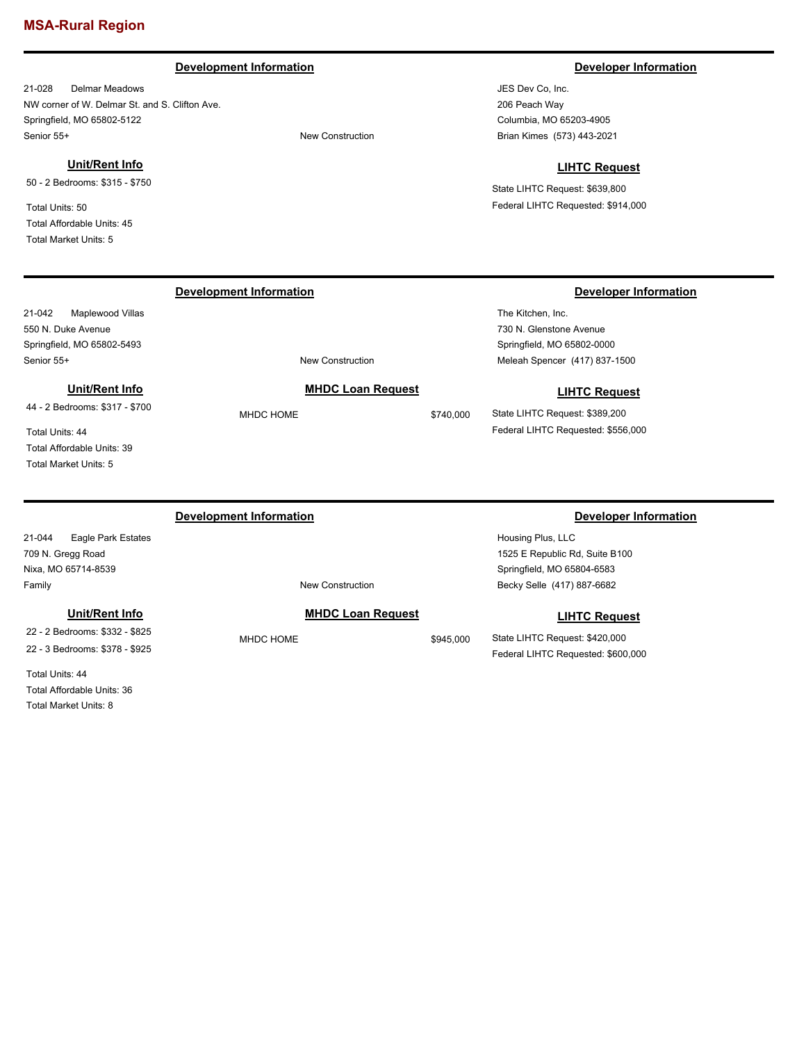## MSA-Rural Region

---

**Development Information**

21-028 Delmar Meadows
NW corner of W. Delmar St. and S. Clifton Ave.
Springfield, MO 65802-5122
Senior 55+

New Construction

**Developer Information**

JES Dev Co, Inc.
206 Peach Way
Columbia, MO 65203-4905
Brian Kimes (573) 443-2021

**Unit/Rent Info**

50 - 2 Bedrooms: $315 - $750

Total Units: 50
Total Affordable Units: 45
Total Market Units: 5

**LIHTC Request**

State LIHTC Request: $639,800
Federal LIHTC Requested: $914,000

---

**Development Information**

21-042 Maplewood Villas
550 N. Duke Avenue
Springfield, MO 65802-5493
Senior 55+

New Construction

**Developer Information**

The Kitchen, Inc.
730 N. Glenstone Avenue
Springfield, MO 65802-0000
Meleah Spencer (417) 837-1500

**Unit/Rent Info**

44 - 2 Bedrooms: $317 - $700

Total Units: 44
Total Affordable Units: 39
Total Market Units: 5

**MHDC Loan Request**

MHDC HOME $740,000

**LIHTC Request**

State LIHTC Request: $389,200
Federal LIHTC Requested: $556,000

---

**Development Information**

21-044 Eagle Park Estates
709 N. Gregg Road
Nixa, MO 65714-8539
Family

New Construction

**Developer Information**

Housing Plus, LLC
1525 E Republic Rd, Suite B100
Springfield, MO 65804-6583
Becky Selle (417) 887-6682

**Unit/Rent Info**

22 - 2 Bedrooms: $332 - $825
22 - 3 Bedrooms: $378 - $925

Total Units: 44
Total Affordable Units: 36
Total Market Units: 8

**MHDC Loan Request**

MHDC HOME $945,000

**LIHTC Request**

State LIHTC Request: $420,000
Federal LIHTC Requested: $600,000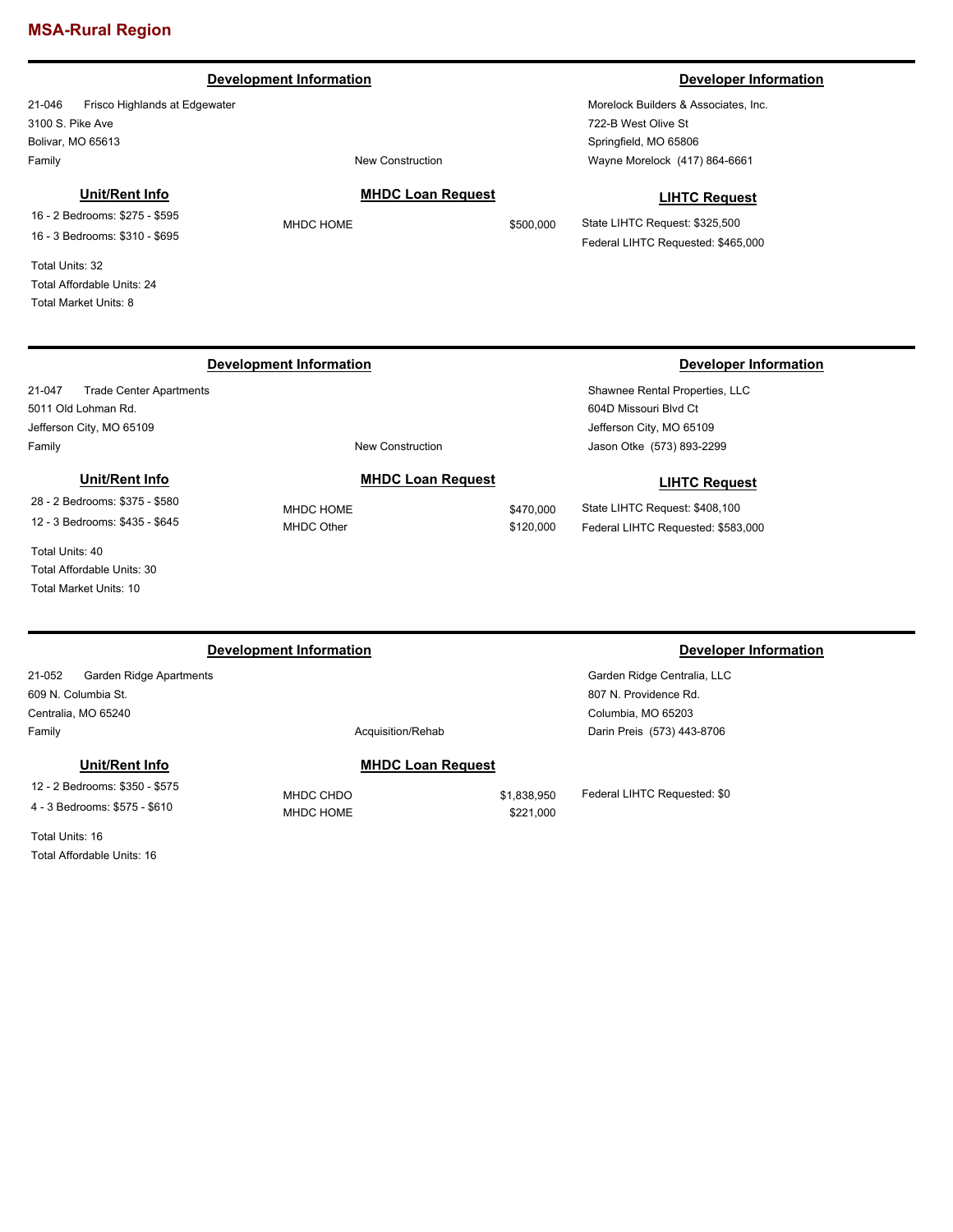# MSA-Rural Region

### Development Information

21-046 Frisco Highlands at Edgewater
3100 S. Pike Ave
Bolivar, MO 65613
Family

New Construction

### Developer Information

Morelock Builders & Associates, Inc.
722-B West Olive St
Springfield, MO 65806
Wayne Morelock (417) 864-6661

#### Unit/Rent Info

16 - 2 Bedrooms: $275 - $595
16 - 3 Bedrooms: $310 - $695

Total Units: 32
Total Affordable Units: 24
Total Market Units: 8

#### MHDC Loan Request

| | |
|---|---|
| MHDC HOME | $500,000 |

#### LIHTC Request

State LIHTC Request: $325,500
Federal LIHTC Requested: $465,000

---

### Development Information

21-047 Trade Center Apartments
5011 Old Lohman Rd.
Jefferson City, MO 65109
Family

New Construction

### Developer Information

Shawnee Rental Properties, LLC
604D Missouri Blvd Ct
Jefferson City, MO 65109
Jason Otke (573) 893-2299

#### Unit/Rent Info

28 - 2 Bedrooms: $375 - $580
12 - 3 Bedrooms: $435 - $645

Total Units: 40
Total Affordable Units: 30
Total Market Units: 10

#### MHDC Loan Request

| | |
|---|---|
| MHDC HOME | $470,000 |
| MHDC Other | $120,000 |

#### LIHTC Request

State LIHTC Request: $408,100
Federal LIHTC Requested: $583,000

---

### Development Information

21-052 Garden Ridge Apartments
609 N. Columbia St.
Centralia, MO 65240
Family

Acquisition/Rehab

### Developer Information

Garden Ridge Centralia, LLC
807 N. Providence Rd.
Columbia, MO 65203
Darin Preis (573) 443-8706

#### Unit/Rent Info

12 - 2 Bedrooms: $350 - $575
4 - 3 Bedrooms: $575 - $610

Total Units: 16
Total Affordable Units: 16

#### MHDC Loan Request

| | |
|---|---|
| MHDC CHDO | $1,838,950 |
| MHDC HOME | $221,000 |

Federal LIHTC Requested: $0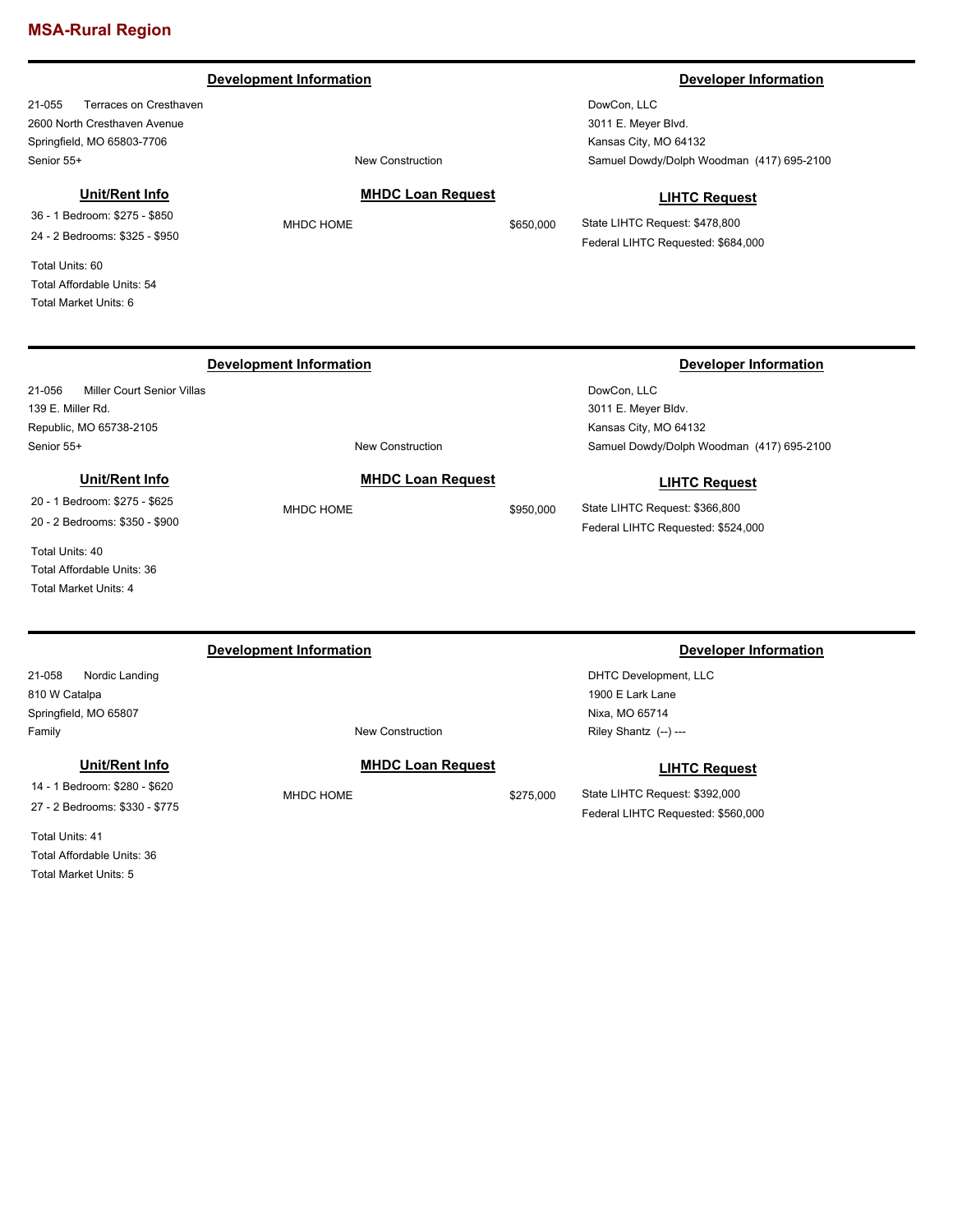## MSA-Rural Region

---

**Development Information**

21-055 Terraces on Cresthaven
2600 North Cresthaven Avenue
Springfield, MO 65803-7706
Senior 55+

New Construction

**Developer Information**

DowCon, LLC
3011 E. Meyer Blvd.
Kansas City, MO 64132
Samuel Dowdy/Dolph Woodman (417) 695-2100

**Unit/Rent Info**

36 - 1 Bedroom: $275 - $850
24 - 2 Bedrooms: $325 - $950

Total Units: 60
Total Affordable Units: 54
Total Market Units: 6

**MHDC Loan Request**

MHDC HOME $650,000

**LIHTC Request**

State LIHTC Request: $478,800
Federal LIHTC Requested: $684,000

---

**Development Information**

21-056 Miller Court Senior Villas
139 E. Miller Rd.
Republic, MO 65738-2105
Senior 55+

New Construction

**Developer Information**

DowCon, LLC
3011 E. Meyer Bldv.
Kansas City, MO 64132
Samuel Dowdy/Dolph Woodman (417) 695-2100

**Unit/Rent Info**

20 - 1 Bedroom: $275 - $625
20 - 2 Bedrooms: $350 - $900

Total Units: 40
Total Affordable Units: 36
Total Market Units: 4

**MHDC Loan Request**

MHDC HOME $950,000

**LIHTC Request**

State LIHTC Request: $366,800
Federal LIHTC Requested: $524,000

---

**Development Information**

21-058 Nordic Landing
810 W Catalpa
Springfield, MO 65807
Family

New Construction

**Developer Information**

DHTC Development, LLC
1900 E Lark Lane
Nixa, MO 65714
Riley Shantz (--) ---

**Unit/Rent Info**

14 - 1 Bedroom: $280 - $620
27 - 2 Bedrooms: $330 - $775

Total Units: 41
Total Affordable Units: 36
Total Market Units: 5

**MHDC Loan Request**

MHDC HOME $275,000

**LIHTC Request**

State LIHTC Request: $392,000
Federal LIHTC Requested: $560,000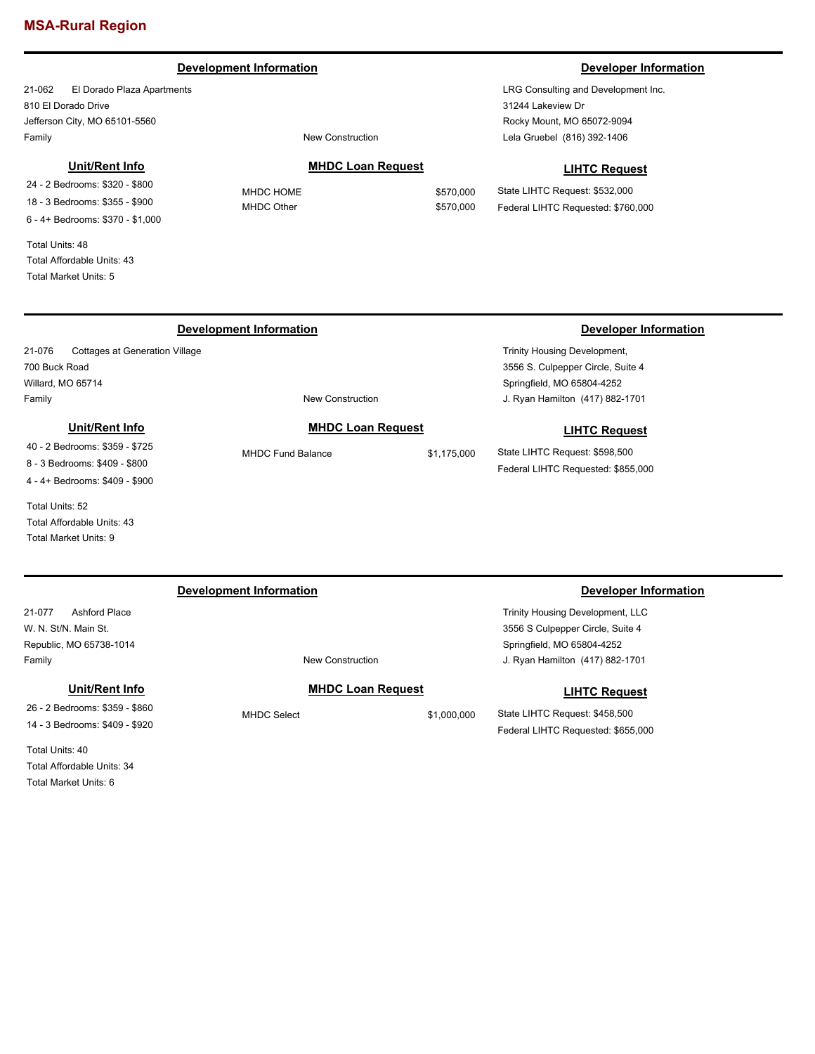## MSA-Rural Region

---

### Development Information

21-062 El Dorado Plaza Apartments
810 El Dorado Drive
Jefferson City, MO 65101-5560
Family

New Construction

### Developer Information

LRG Consulting and Development Inc.
31244 Lakeview Dr
Rocky Mount, MO 65072-9094
Lela Gruebel (816) 392-1406

#### Unit/Rent Info

24 - 2 Bedrooms: $320 - $800
18 - 3 Bedrooms: $355 - $900
6 - 4+ Bedrooms: $370 - $1,000

Total Units: 48
Total Affordable Units: 43
Total Market Units: 5

#### MHDC Loan Request

| | |
|---|---|
| MHDC HOME | $570,000 |
| MHDC Other | $570,000 |

#### LIHTC Request

State LIHTC Request: $532,000
Federal LIHTC Requested: $760,000

---

### Development Information

21-076 Cottages at Generation Village
700 Buck Road
Willard, MO 65714
Family

New Construction

### Developer Information

Trinity Housing Development,
3556 S. Culpepper Circle, Suite 4
Springfield, MO 65804-4252
J. Ryan Hamilton (417) 882-1701

#### Unit/Rent Info

40 - 2 Bedrooms: $359 - $725
8 - 3 Bedrooms: $409 - $800
4 - 4+ Bedrooms: $409 - $900

Total Units: 52
Total Affordable Units: 43
Total Market Units: 9

#### MHDC Loan Request

| | |
|---|---|
| MHDC Fund Balance | $1,175,000 |

#### LIHTC Request

State LIHTC Request: $598,500
Federal LIHTC Requested: $855,000

---

### Development Information

21-077 Ashford Place
W. N. St/N. Main St.
Republic, MO 65738-1014
Family

New Construction

### Developer Information

Trinity Housing Development, LLC
3556 S Culpepper Circle, Suite 4
Springfield, MO 65804-4252
J. Ryan Hamilton (417) 882-1701

#### Unit/Rent Info

26 - 2 Bedrooms: $359 - $860
14 - 3 Bedrooms: $409 - $920

Total Units: 40
Total Affordable Units: 34
Total Market Units: 6

#### MHDC Loan Request

| | |
|---|---|
| MHDC Select | $1,000,000 |

#### LIHTC Request

State LIHTC Request: $458,500
Federal LIHTC Requested: $655,000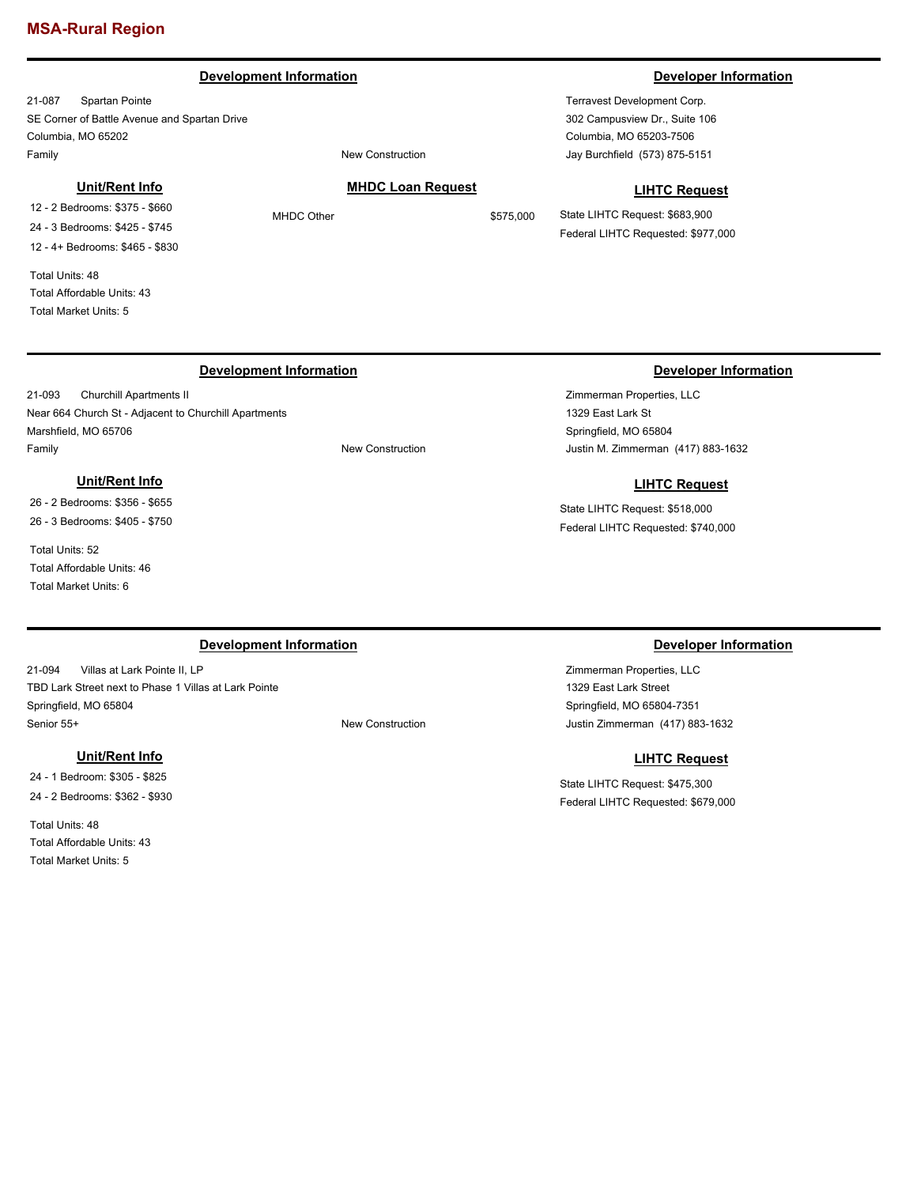# MSA-Rural Region

---

### Development Information

21-087 Spartan Pointe
SE Corner of Battle Avenue and Spartan Drive
Columbia, MO 65202
Family

New Construction

### Developer Information

Terravest Development Corp.
302 Campusview Dr., Suite 106
Columbia, MO 65203-7506
Jay Burchfield (573) 875-5151

### Unit/Rent Info

12 - 2 Bedrooms: $375 - $660
24 - 3 Bedrooms: $425 - $745
12 - 4+ Bedrooms: $465 - $830

Total Units: 48
Total Affordable Units: 43
Total Market Units: 5

### MHDC Loan Request

MHDC Other $575,000

### LIHTC Request

State LIHTC Request: $683,900
Federal LIHTC Requested: $977,000

---

### Development Information

21-093 Churchill Apartments II
Near 664 Church St - Adjacent to Churchill Apartments
Marshfield, MO 65706
Family

New Construction

### Developer Information

Zimmerman Properties, LLC
1329 East Lark St
Springfield, MO 65804
Justin M. Zimmerman (417) 883-1632

### Unit/Rent Info

26 - 2 Bedrooms: $356 - $655
26 - 3 Bedrooms: $405 - $750

Total Units: 52
Total Affordable Units: 46
Total Market Units: 6

### LIHTC Request

State LIHTC Request: $518,000
Federal LIHTC Requested: $740,000

---

### Development Information

21-094 Villas at Lark Pointe II, LP
TBD Lark Street next to Phase 1 Villas at Lark Pointe
Springfield, MO 65804
Senior 55+

New Construction

### Developer Information

Zimmerman Properties, LLC
1329 East Lark Street
Springfield, MO 65804-7351
Justin Zimmerman (417) 883-1632

### Unit/Rent Info

24 - 1 Bedroom: $305 - $825
24 - 2 Bedrooms: $362 - $930

Total Units: 48
Total Affordable Units: 43
Total Market Units: 5

### LIHTC Request

State LIHTC Request: $475,300
Federal LIHTC Requested: $679,000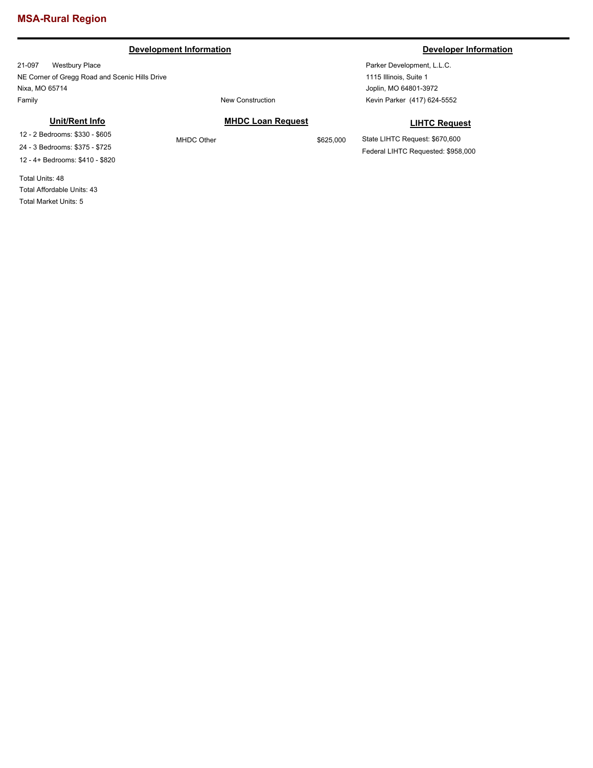## MSA-Rural Region

**Development Information**

21-097 Westbury Place
NE Corner of Gregg Road and Scenic Hills Drive
Nixa, MO 65714
Family

New Construction

**Developer Information**

Parker Development, L.L.C.
1115 Illinois, Suite 1
Joplin, MO 64801-3972
Kevin Parker (417) 624-5552

**Unit/Rent Info**

12 - 2 Bedrooms: $330 - $605
24 - 3 Bedrooms: $375 - $725
12 - 4+ Bedrooms: $410 - $820

Total Units: 48
Total Affordable Units: 43
Total Market Units: 5

**MHDC Loan Request**

MHDC Other $625,000

**LIHTC Request**

State LIHTC Request: $670,600
Federal LIHTC Requested: $958,000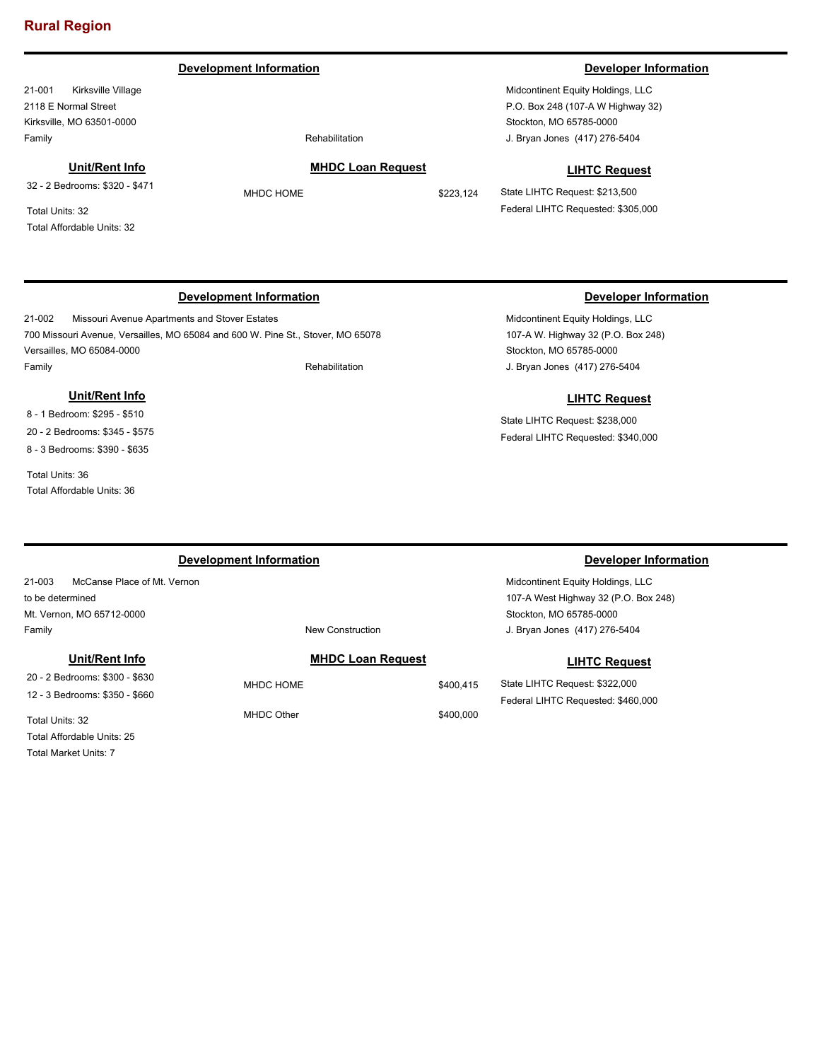# Rural Region

---

**Development Information**

21-001 Kirksville Village
2118 E Normal Street
Kirksville, MO 63501-0000
Family

Rehabilitation

**Developer Information**

Midcontinent Equity Holdings, LLC
P.O. Box 248 (107-A W Highway 32)
Stockton, MO 65785-0000
J. Bryan Jones (417) 276-5404

**Unit/Rent Info**

32 - 2 Bedrooms: $320 - $471

Total Units: 32
Total Affordable Units: 32

**MHDC Loan Request**

MHDC HOME $223,124

**LIHTC Request**

State LIHTC Request: $213,500
Federal LIHTC Requested: $305,000

---

**Development Information**

21-002 Missouri Avenue Apartments and Stover Estates
700 Missouri Avenue, Versailles, MO 65084 and 600 W. Pine St., Stover, MO 65078
Versailles, MO 65084-0000
Family

Rehabilitation

**Developer Information**

Midcontinent Equity Holdings, LLC
107-A W. Highway 32 (P.O. Box 248)
Stockton, MO 65785-0000
J. Bryan Jones (417) 276-5404

**Unit/Rent Info**

8 - 1 Bedroom: $295 - $510
20 - 2 Bedrooms: $345 - $575
8 - 3 Bedrooms: $390 - $635

Total Units: 36
Total Affordable Units: 36

**LIHTC Request**

State LIHTC Request: $238,000
Federal LIHTC Requested: $340,000

---

**Development Information**

21-003 McCanse Place of Mt. Vernon
to be determined
Mt. Vernon, MO 65712-0000
Family

New Construction

**Developer Information**

Midcontinent Equity Holdings, LLC
107-A West Highway 32 (P.O. Box 248)
Stockton, MO 65785-0000
J. Bryan Jones (417) 276-5404

**Unit/Rent Info**

20 - 2 Bedrooms: $300 - $630
12 - 3 Bedrooms: $350 - $660

Total Units: 32
Total Affordable Units: 25
Total Market Units: 7

**MHDC Loan Request**

MHDC HOME $400,415

MHDC Other $400,000

**LIHTC Request**

State LIHTC Request: $322,000
Federal LIHTC Requested: $460,000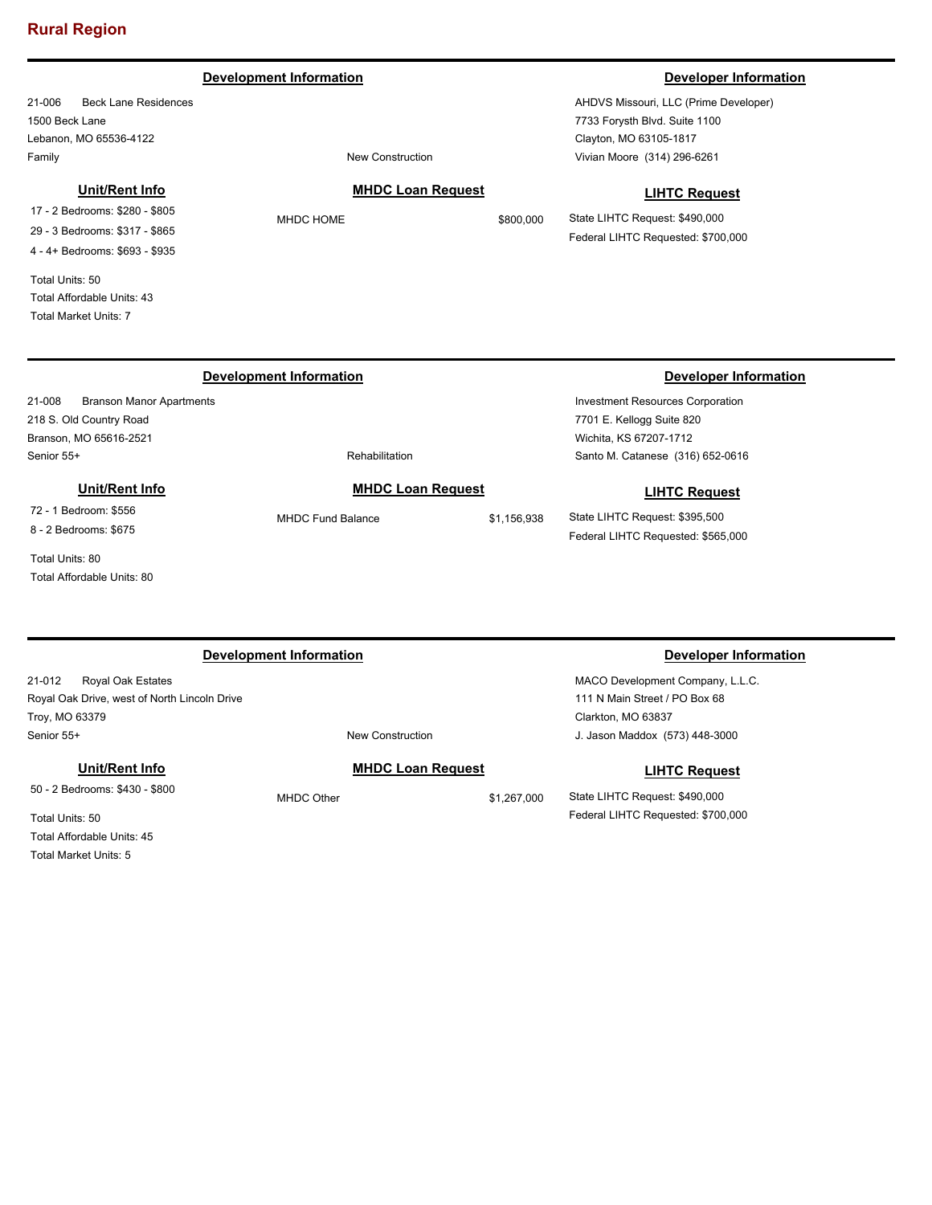## Rural Region

---

### Development Information

21-006 Beck Lane Residences
1500 Beck Lane
Lebanon, MO 65536-4122
Family

New Construction

### Developer Information

AHDVS Missouri, LLC (Prime Developer)
7733 Forysth Blvd. Suite 1100
Clayton, MO 63105-1817
Vivian Moore (314) 296-6261

**Unit/Rent Info**

17 - 2 Bedrooms: $280 - $805
29 - 3 Bedrooms: $317 - $865
4 - 4+ Bedrooms: $693 - $935

Total Units: 50
Total Affordable Units: 43
Total Market Units: 7

**MHDC Loan Request**

MHDC HOME $800,000

**LIHTC Request**

State LIHTC Request: $490,000
Federal LIHTC Requested: $700,000

---

### Development Information

21-008 Branson Manor Apartments
218 S. Old Country Road
Branson, MO 65616-2521
Senior 55+

Rehabilitation

### Developer Information

Investment Resources Corporation
7701 E. Kellogg Suite 820
Wichita, KS 67207-1712
Santo M. Catanese (316) 652-0616

**Unit/Rent Info**

72 - 1 Bedroom: $556
8 - 2 Bedrooms: $675

Total Units: 80
Total Affordable Units: 80

**MHDC Loan Request**

MHDC Fund Balance $1,156,938

**LIHTC Request**

State LIHTC Request: $395,500
Federal LIHTC Requested: $565,000

---

### Development Information

21-012 Royal Oak Estates
Royal Oak Drive, west of North Lincoln Drive
Troy, MO 63379
Senior 55+

New Construction

### Developer Information

MACO Development Company, L.L.C.
111 N Main Street / PO Box 68
Clarkton, MO 63837
J. Jason Maddox (573) 448-3000

**Unit/Rent Info**

50 - 2 Bedrooms: $430 - $800

Total Units: 50
Total Affordable Units: 45
Total Market Units: 5

**MHDC Loan Request**

MHDC Other $1,267,000

**LIHTC Request**

State LIHTC Request: $490,000
Federal LIHTC Requested: $700,000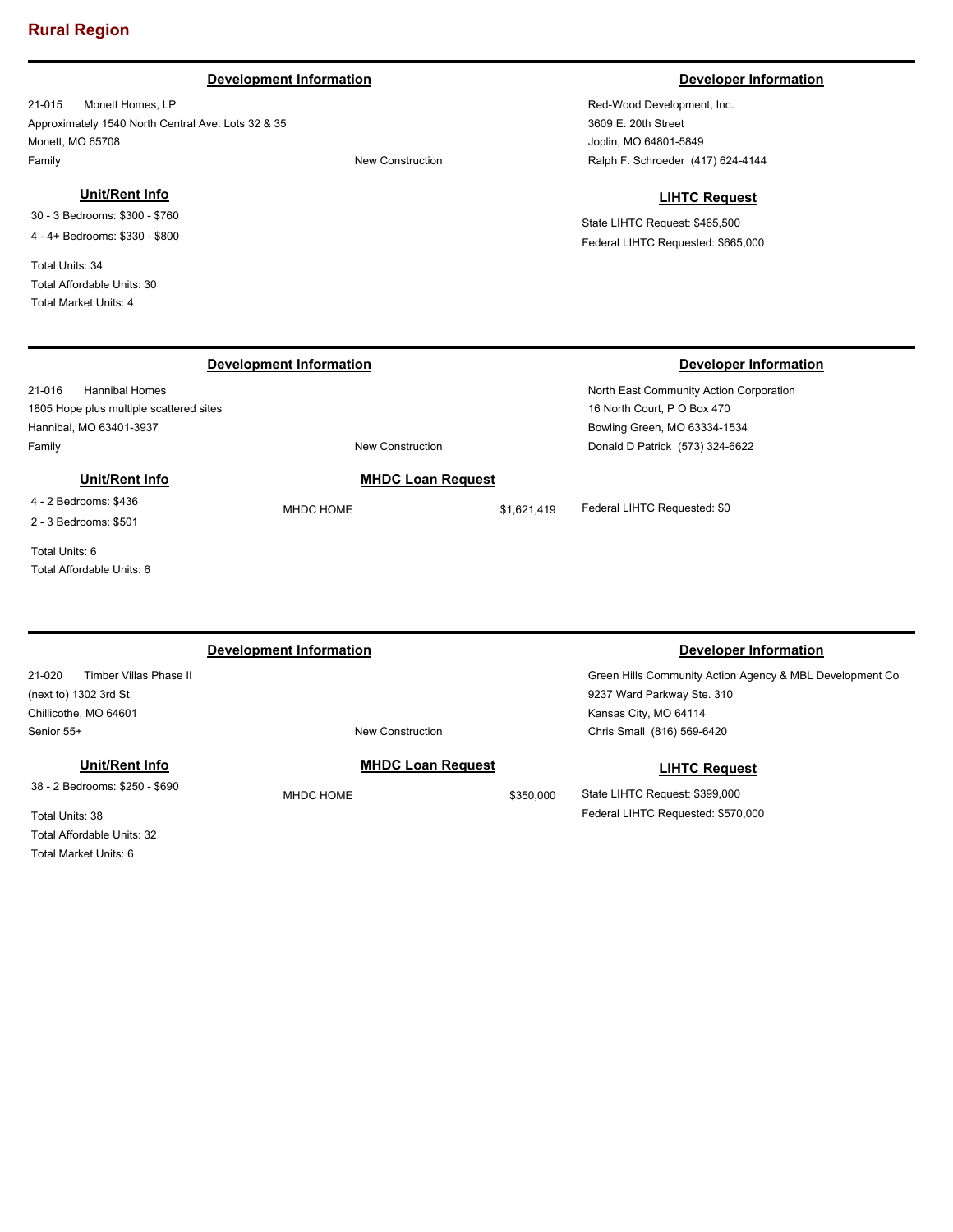## Rural Region

---

**Development Information**

21-015 Monett Homes, LP
Approximately 1540 North Central Ave. Lots 32 & 35
Monett, MO 65708
Family — New Construction

**Developer Information**

Red-Wood Development, Inc.
3609 E. 20th Street
Joplin, MO 64801-5849
Ralph F. Schroeder (417) 624-4144

**Unit/Rent Info**

30 - 3 Bedrooms: $300 - $760
4 - 4+ Bedrooms: $330 - $800

Total Units: 34
Total Affordable Units: 30
Total Market Units: 4

**LIHTC Request**

State LIHTC Request: $465,500
Federal LIHTC Requested: $665,000

---

**Development Information**

21-016 Hannibal Homes
1805 Hope plus multiple scattered sites
Hannibal, MO 63401-3937
Family — New Construction

**Developer Information**

North East Community Action Corporation
16 North Court, P O Box 470
Bowling Green, MO 63334-1534
Donald D Patrick (573) 324-6622

**Unit/Rent Info**

4 - 2 Bedrooms: $436
2 - 3 Bedrooms: $501

Total Units: 6
Total Affordable Units: 6

**MHDC Loan Request**

MHDC HOME $1,621,419

Federal LIHTC Requested: $0

---

**Development Information**

21-020 Timber Villas Phase II
(next to) 1302 3rd St.
Chillicothe, MO 64601
Senior 55+ — New Construction

**Developer Information**

Green Hills Community Action Agency & MBL Development Co
9237 Ward Parkway Ste. 310
Kansas City, MO 64114
Chris Small (816) 569-6420

**Unit/Rent Info**

38 - 2 Bedrooms: $250 - $690

Total Units: 38
Total Affordable Units: 32
Total Market Units: 6

**MHDC Loan Request**

MHDC HOME $350,000

**LIHTC Request**

State LIHTC Request: $399,000
Federal LIHTC Requested: $570,000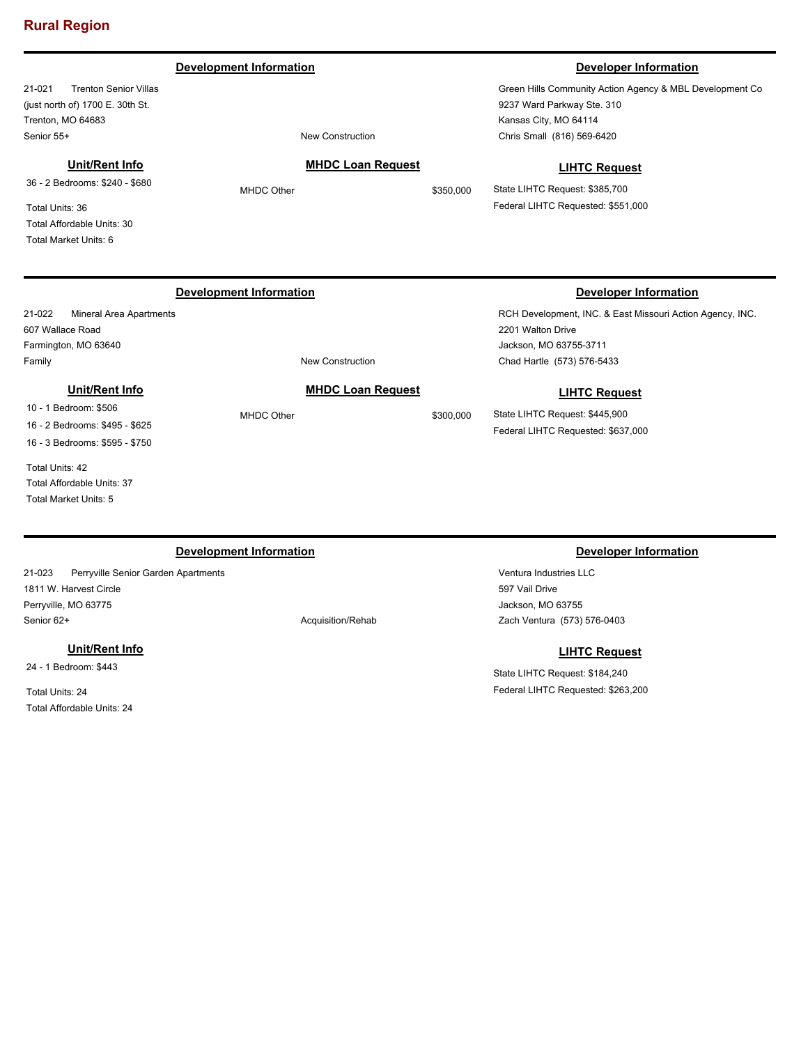## Rural Region

---

### Development Information

21-021 Trenton Senior Villas
(just north of) 1700 E. 30th St.
Trenton, MO 64683
Senior 55+

New Construction

### Developer Information

Green Hills Community Action Agency & MBL Development Co
9237 Ward Parkway Ste. 310
Kansas City, MO 64114
Chris Small (816) 569-6420

**Unit/Rent Info**

36 - 2 Bedrooms: $240 - $680

Total Units: 36
Total Affordable Units: 30
Total Market Units: 6

**MHDC Loan Request**

MHDC Other $350,000

**LIHTC Request**

State LIHTC Request: $385,700
Federal LIHTC Requested: $551,000

---

### Development Information

21-022 Mineral Area Apartments
607 Wallace Road
Farmington, MO 63640
Family

New Construction

### Developer Information

RCH Development, INC. & East Missouri Action Agency, INC.
2201 Walton Drive
Jackson, MO 63755-3711
Chad Hartle (573) 576-5433

**Unit/Rent Info**

10 - 1 Bedroom: $506
16 - 2 Bedrooms: $495 - $625
16 - 3 Bedrooms: $595 - $750

Total Units: 42
Total Affordable Units: 37
Total Market Units: 5

**MHDC Loan Request**

MHDC Other $300,000

**LIHTC Request**

State LIHTC Request: $445,900
Federal LIHTC Requested: $637,000

---

### Development Information

21-023 Perryville Senior Garden Apartments
1811 W. Harvest Circle
Perryville, MO 63775
Senior 62+

Acquisition/Rehab

### Developer Information

Ventura Industries LLC
597 Vail Drive
Jackson, MO 63755
Zach Ventura (573) 576-0403

**Unit/Rent Info**

24 - 1 Bedroom: $443

Total Units: 24
Total Affordable Units: 24

**LIHTC Request**

State LIHTC Request: $184,240
Federal LIHTC Requested: $263,200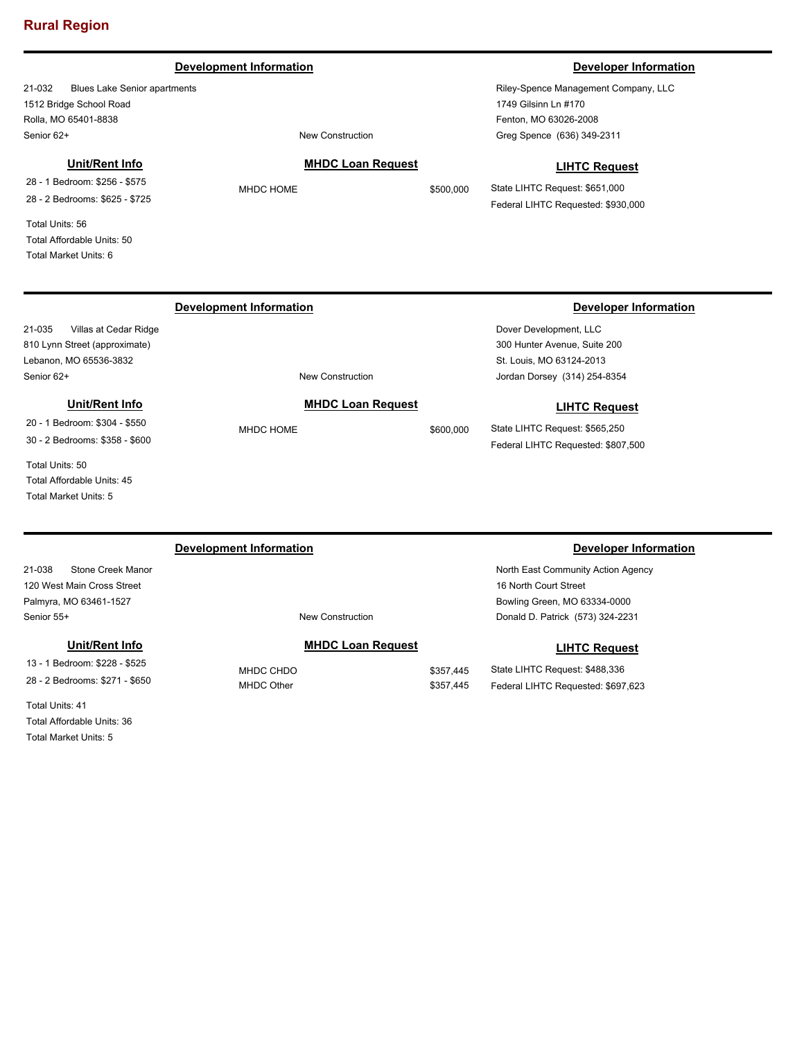## Rural Region

---

**Development Information**

21-032 Blues Lake Senior apartments
1512 Bridge School Road
Rolla, MO 65401-8838
Senior 62+

New Construction

**Developer Information**

Riley-Spence Management Company, LLC
1749 Gilsinn Ln #170
Fenton, MO 63026-2008
Greg Spence (636) 349-2311

**Unit/Rent Info**

28 - 1 Bedroom: $256 - $575
28 - 2 Bedrooms: $625 - $725

Total Units: 56
Total Affordable Units: 50
Total Market Units: 6

**MHDC Loan Request**

MHDC HOME $500,000

**LIHTC Request**

State LIHTC Request: $651,000
Federal LIHTC Requested: $930,000

---

**Development Information**

21-035 Villas at Cedar Ridge
810 Lynn Street (approximate)
Lebanon, MO 65536-3832
Senior 62+

New Construction

**Developer Information**

Dover Development, LLC
300 Hunter Avenue, Suite 200
St. Louis, MO 63124-2013
Jordan Dorsey (314) 254-8354

**Unit/Rent Info**

20 - 1 Bedroom: $304 - $550
30 - 2 Bedrooms: $358 - $600

Total Units: 50
Total Affordable Units: 45
Total Market Units: 5

**MHDC Loan Request**

MHDC HOME $600,000

**LIHTC Request**

State LIHTC Request: $565,250
Federal LIHTC Requested: $807,500

---

**Development Information**

21-038 Stone Creek Manor
120 West Main Cross Street
Palmyra, MO 63461-1527
Senior 55+

New Construction

**Developer Information**

North East Community Action Agency
16 North Court Street
Bowling Green, MO 63334-0000
Donald D. Patrick (573) 324-2231

**Unit/Rent Info**

13 - 1 Bedroom: $228 - $525
28 - 2 Bedrooms: $271 - $650

Total Units: 41
Total Affordable Units: 36
Total Market Units: 5

**MHDC Loan Request**

MHDC CHDO $357,445
MHDC Other $357,445

**LIHTC Request**

State LIHTC Request: $488,336
Federal LIHTC Requested: $697,623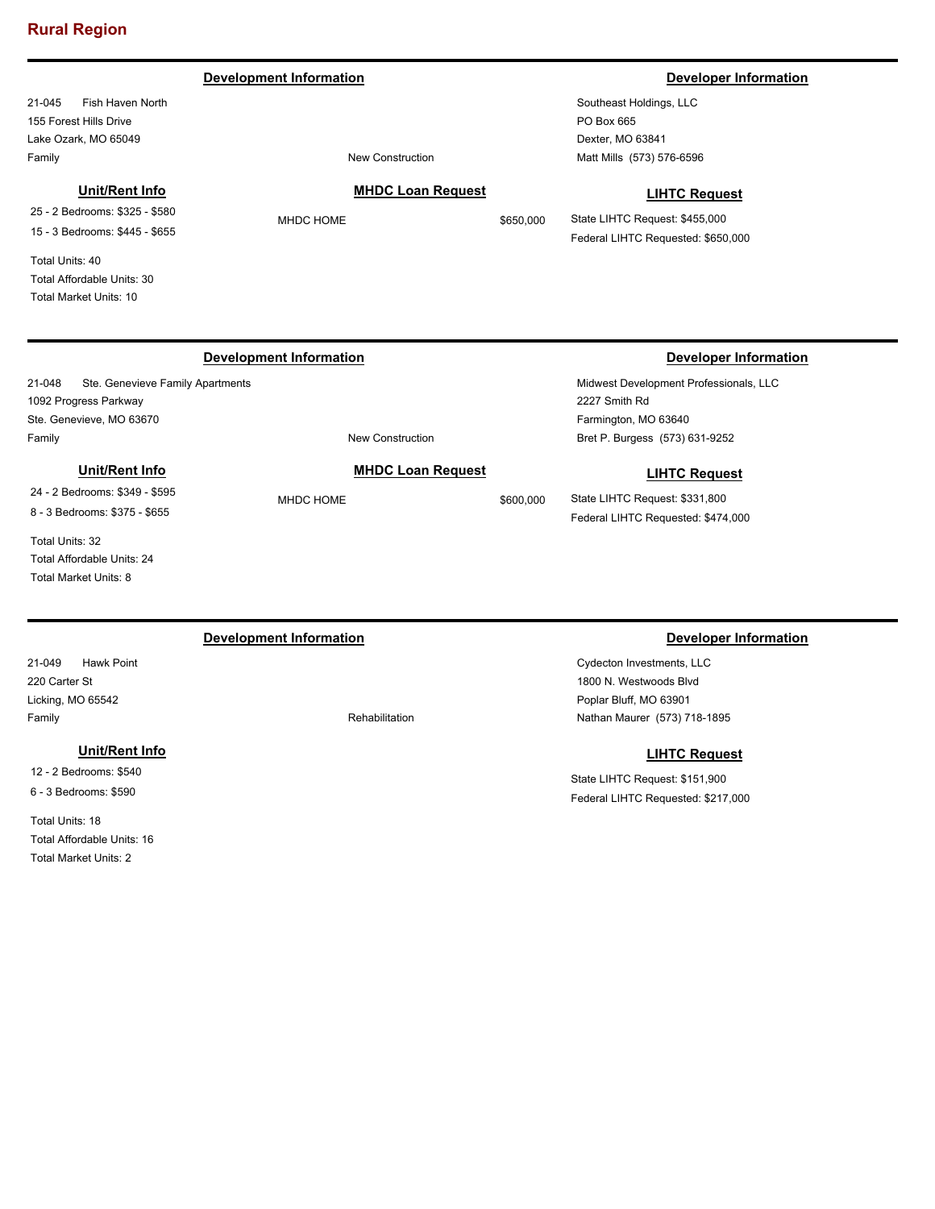## Rural Region

---

### Development Information

21-045 Fish Haven North
155 Forest Hills Drive
Lake Ozark, MO 65049
Family

New Construction

### Developer Information

Southeast Holdings, LLC
PO Box 665
Dexter, MO 63841
Matt Mills (573) 576-6596

**Unit/Rent Info**

25 - 2 Bedrooms: $325 - $580
15 - 3 Bedrooms: $445 - $655

Total Units: 40
Total Affordable Units: 30
Total Market Units: 10

**MHDC Loan Request**

MHDC HOME $650,000

**LIHTC Request**

State LIHTC Request: $455,000
Federal LIHTC Requested: $650,000

---

### Development Information

21-048 Ste. Genevieve Family Apartments
1092 Progress Parkway
Ste. Genevieve, MO 63670
Family

New Construction

### Developer Information

Midwest Development Professionals, LLC
2227 Smith Rd
Farmington, MO 63640
Bret P. Burgess (573) 631-9252

**Unit/Rent Info**

24 - 2 Bedrooms: $349 - $595
8 - 3 Bedrooms: $375 - $655

Total Units: 32
Total Affordable Units: 24
Total Market Units: 8

**MHDC Loan Request**

MHDC HOME $600,000

**LIHTC Request**

State LIHTC Request: $331,800
Federal LIHTC Requested: $474,000

---

### Development Information

21-049 Hawk Point
220 Carter St
Licking, MO 65542
Family

Rehabilitation

### Developer Information

Cydecton Investments, LLC
1800 N. Westwoods Blvd
Poplar Bluff, MO 63901
Nathan Maurer (573) 718-1895

**Unit/Rent Info**

12 - 2 Bedrooms: $540
6 - 3 Bedrooms: $590

Total Units: 18
Total Affordable Units: 16
Total Market Units: 2

**LIHTC Request**

State LIHTC Request: $151,900
Federal LIHTC Requested: $217,000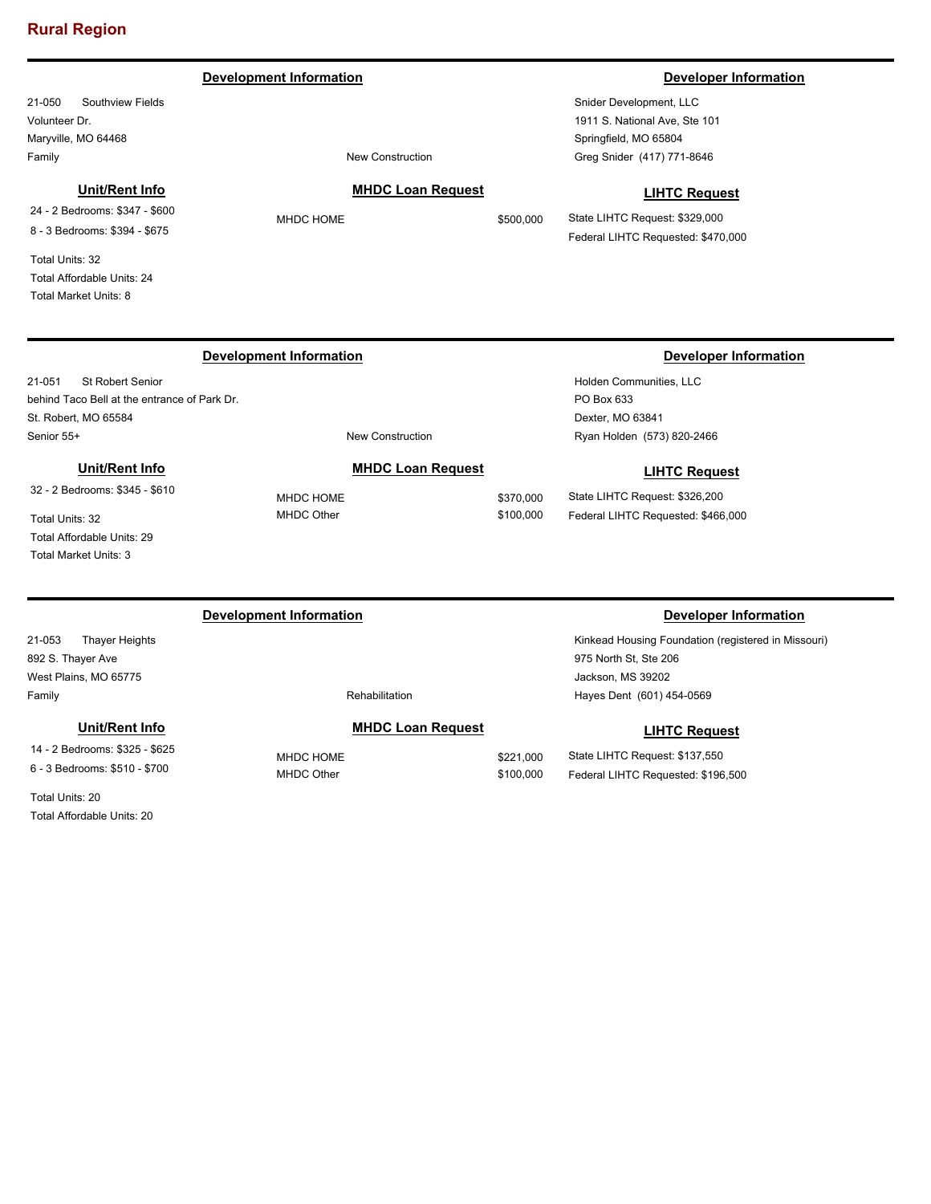# Rural Region

---

### Development Information

21-050 Southview Fields
Volunteer Dr.
Maryville, MO 64468
Family

New Construction

### Developer Information

Snider Development, LLC
1911 S. National Ave, Ste 101
Springfield, MO 65804
Greg Snider (417) 771-8646

### Unit/Rent Info

24 - 2 Bedrooms: $347 - $600
8 - 3 Bedrooms: $394 - $675

Total Units: 32
Total Affordable Units: 24
Total Market Units: 8

### MHDC Loan Request

| | |
|---|---|
| MHDC HOME | $500,000 |

### LIHTC Request

State LIHTC Request: $329,000
Federal LIHTC Requested: $470,000

---

### Development Information

21-051 St Robert Senior
behind Taco Bell at the entrance of Park Dr.
St. Robert, MO 65584
Senior 55+

New Construction

### Developer Information

Holden Communities, LLC
PO Box 633
Dexter, MO 63841
Ryan Holden (573) 820-2466

### Unit/Rent Info

32 - 2 Bedrooms: $345 - $610

Total Units: 32
Total Affordable Units: 29
Total Market Units: 3

### MHDC Loan Request

| | |
|---|---|
| MHDC HOME | $370,000 |
| MHDC Other | $100,000 |

### LIHTC Request

State LIHTC Request: $326,200
Federal LIHTC Requested: $466,000

---

### Development Information

21-053 Thayer Heights
892 S. Thayer Ave
West Plains, MO 65775
Family

Rehabilitation

### Developer Information

Kinkead Housing Foundation (registered in Missouri)
975 North St, Ste 206
Jackson, MS 39202
Hayes Dent (601) 454-0569

### Unit/Rent Info

14 - 2 Bedrooms: $325 - $625
6 - 3 Bedrooms: $510 - $700

Total Units: 20
Total Affordable Units: 20

### MHDC Loan Request

| | |
|---|---|
| MHDC HOME | $221,000 |
| MHDC Other | $100,000 |

### LIHTC Request

State LIHTC Request: $137,550
Federal LIHTC Requested: $196,500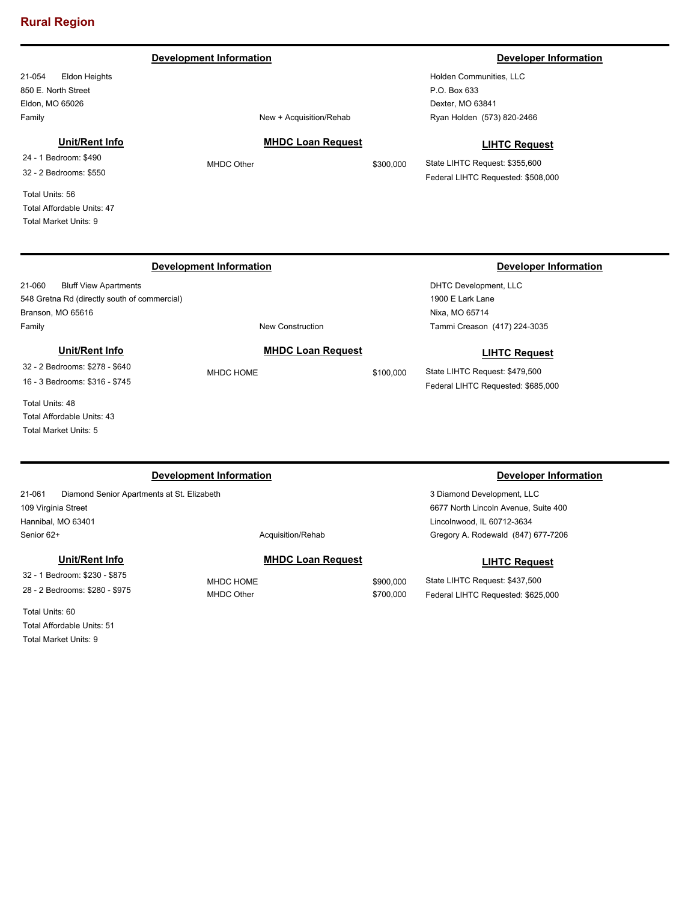## Rural Region

---

**Development Information**

21-054 Eldon Heights
850 E. North Street
Eldon, MO 65026
Family

New + Acquisition/Rehab

**Developer Information**

Holden Communities, LLC
P.O. Box 633
Dexter, MO 63841
Ryan Holden (573) 820-2466

**Unit/Rent Info**

24 - 1 Bedroom: $490
32 - 2 Bedrooms: $550

Total Units: 56
Total Affordable Units: 47
Total Market Units: 9

**MHDC Loan Request**

MHDC Other $300,000

**LIHTC Request**

State LIHTC Request: $355,600
Federal LIHTC Requested: $508,000

---

**Development Information**

21-060 Bluff View Apartments
548 Gretna Rd (directly south of commercial)
Branson, MO 65616
Family

New Construction

**Developer Information**

DHTC Development, LLC
1900 E Lark Lane
Nixa, MO 65714
Tammi Creason (417) 224-3035

**Unit/Rent Info**

32 - 2 Bedrooms: $278 - $640
16 - 3 Bedrooms: $316 - $745

Total Units: 48
Total Affordable Units: 43
Total Market Units: 5

**MHDC Loan Request**

MHDC HOME $100,000

**LIHTC Request**

State LIHTC Request: $479,500
Federal LIHTC Requested: $685,000

---

**Development Information**

21-061 Diamond Senior Apartments at St. Elizabeth
109 Virginia Street
Hannibal, MO 63401
Senior 62+

Acquisition/Rehab

**Developer Information**

3 Diamond Development, LLC
6677 North Lincoln Avenue, Suite 400
Lincolnwood, IL 60712-3634
Gregory A. Rodewald (847) 677-7206

**Unit/Rent Info**

32 - 1 Bedroom: $230 - $875
28 - 2 Bedrooms: $280 - $975

Total Units: 60
Total Affordable Units: 51
Total Market Units: 9

**MHDC Loan Request**

MHDC HOME $900,000
MHDC Other $700,000

**LIHTC Request**

State LIHTC Request: $437,500
Federal LIHTC Requested: $625,000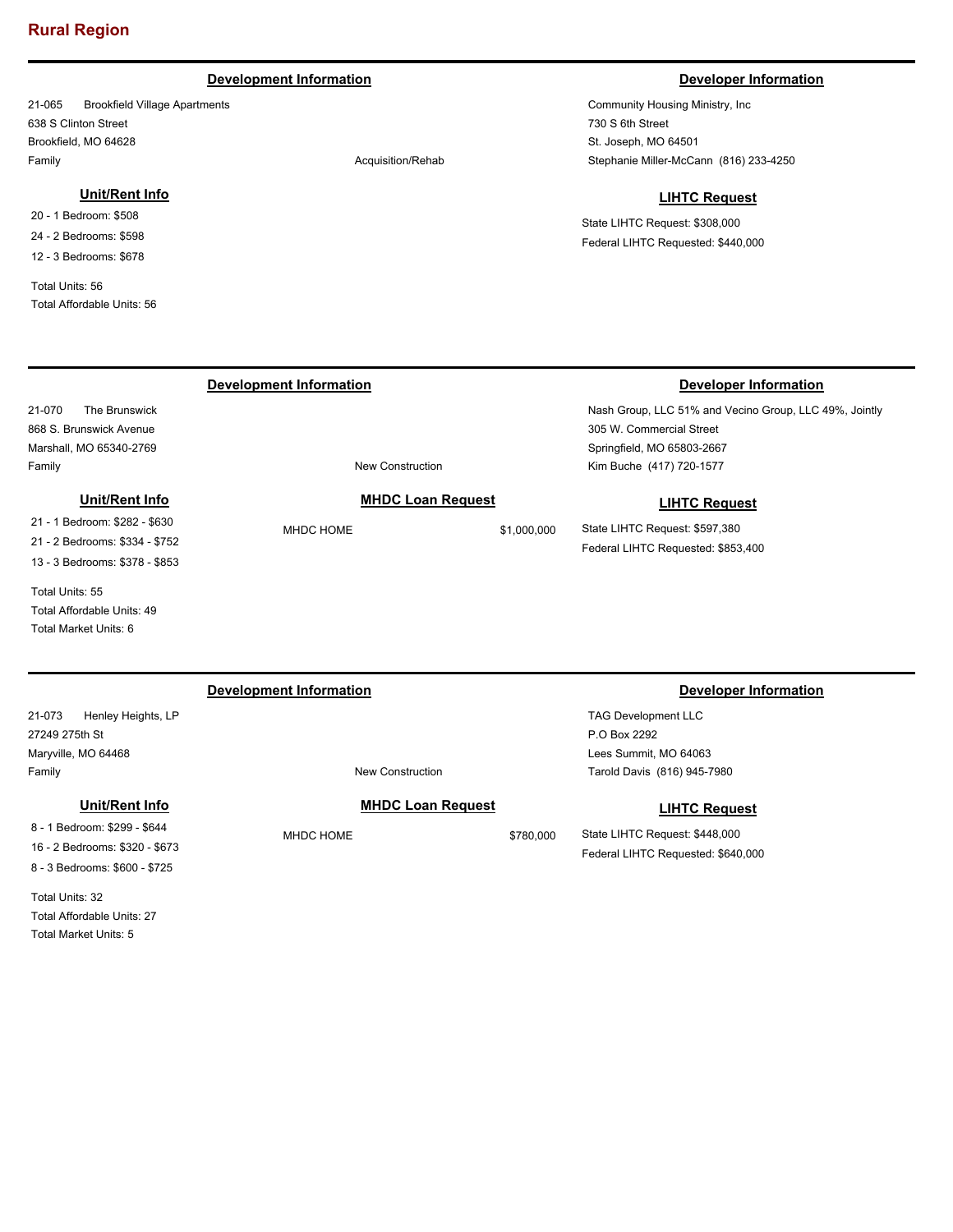## Rural Region

---

### Development Information

21-065 Brookfield Village Apartments
638 S Clinton Street
Brookfield, MO 64628
Family

Acquisition/Rehab

### Developer Information

Community Housing Ministry, Inc
730 S 6th Street
St. Joseph, MO 64501
Stephanie Miller-McCann (816) 233-4250

### Unit/Rent Info

20 - 1 Bedroom: $508
24 - 2 Bedrooms: $598
12 - 3 Bedrooms: $678

Total Units: 56
Total Affordable Units: 56

### LIHTC Request

State LIHTC Request: $308,000
Federal LIHTC Requested: $440,000

---

### Development Information

21-070 The Brunswick
868 S. Brunswick Avenue
Marshall, MO 65340-2769
Family

New Construction

### Developer Information

Nash Group, LLC 51% and Vecino Group, LLC 49%, Jointly
305 W. Commercial Street
Springfield, MO 65803-2667
Kim Buche (417) 720-1577

### Unit/Rent Info

21 - 1 Bedroom: $282 - $630
21 - 2 Bedrooms: $334 - $752
13 - 3 Bedrooms: $378 - $853

Total Units: 55
Total Affordable Units: 49
Total Market Units: 6

### MHDC Loan Request

MHDC HOME $1,000,000

### LIHTC Request

State LIHTC Request: $597,380
Federal LIHTC Requested: $853,400

---

### Development Information

21-073 Henley Heights, LP
27249 275th St
Maryville, MO 64468
Family

New Construction

### Developer Information

TAG Development LLC
P.O Box 2292
Lees Summit, MO 64063
Tarold Davis (816) 945-7980

### Unit/Rent Info

8 - 1 Bedroom: $299 - $644
16 - 2 Bedrooms: $320 - $673
8 - 3 Bedrooms: $600 - $725

Total Units: 32
Total Affordable Units: 27
Total Market Units: 5

### MHDC Loan Request

MHDC HOME $780,000

### LIHTC Request

State LIHTC Request: $448,000
Federal LIHTC Requested: $640,000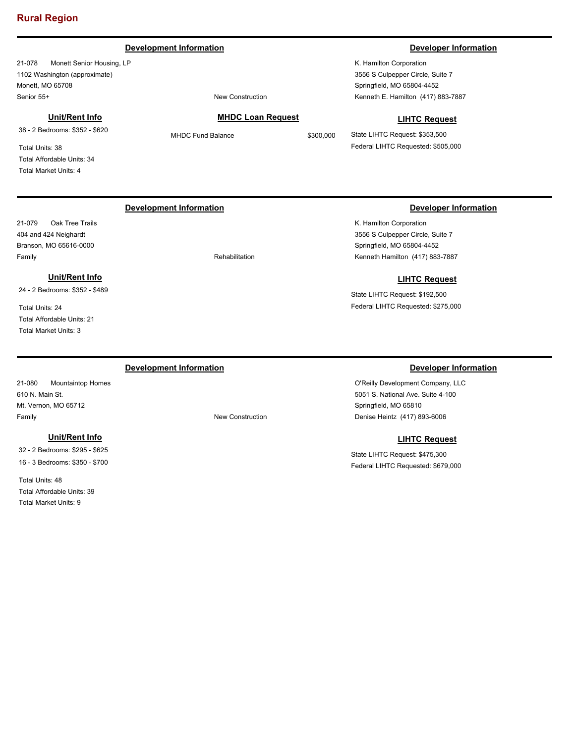## Rural Region

---

### Development Information

21-078 Monett Senior Housing, LP
1102 Washington (approximate)
Monett, MO 65708
Senior 55+

New Construction

### Developer Information

K. Hamilton Corporation
3556 S Culpepper Circle, Suite 7
Springfield, MO 65804-4452
Kenneth E. Hamilton (417) 883-7887

### Unit/Rent Info

38 - 2 Bedrooms: $352 - $620

Total Units: 38
Total Affordable Units: 34
Total Market Units: 4

### MHDC Loan Request

MHDC Fund Balance $300,000

### LIHTC Request

State LIHTC Request: $353,500
Federal LIHTC Requested: $505,000

---

### Development Information

21-079 Oak Tree Trails
404 and 424 Neighardt
Branson, MO 65616-0000
Family

Rehabilitation

### Developer Information

K. Hamilton Corporation
3556 S Culpepper Circle, Suite 7
Springfield, MO 65804-4452
Kenneth Hamilton (417) 883-7887

### Unit/Rent Info

24 - 2 Bedrooms: $352 - $489

Total Units: 24
Total Affordable Units: 21
Total Market Units: 3

### LIHTC Request

State LIHTC Request: $192,500
Federal LIHTC Requested: $275,000

---

### Development Information

21-080 Mountaintop Homes
610 N. Main St.
Mt. Vernon, MO 65712
Family

New Construction

### Developer Information

O'Reilly Development Company, LLC
5051 S. National Ave. Suite 4-100
Springfield, MO 65810
Denise Heintz (417) 893-6006

### Unit/Rent Info

32 - 2 Bedrooms: $295 - $625
16 - 3 Bedrooms: $350 - $700

Total Units: 48
Total Affordable Units: 39
Total Market Units: 9

### LIHTC Request

State LIHTC Request: $475,300
Federal LIHTC Requested: $679,000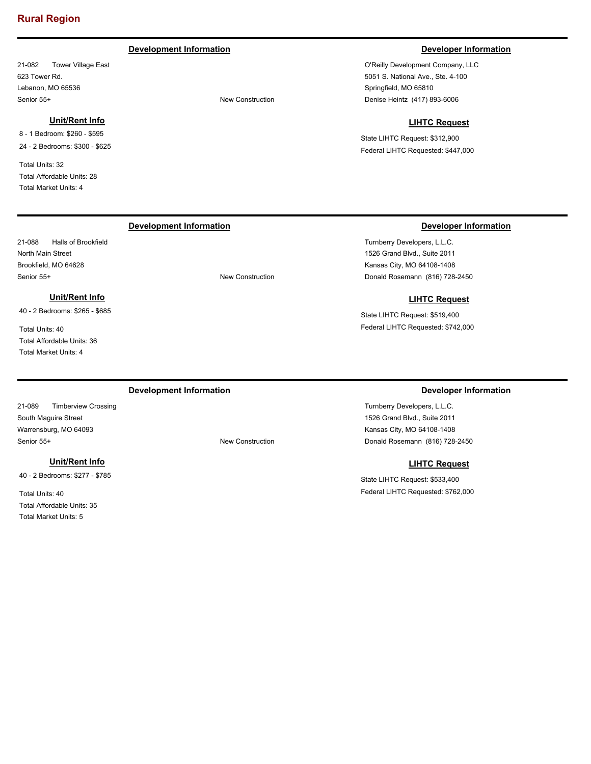## Rural Region

---

**Development Information**

21-082 Tower Village East
623 Tower Rd.
Lebanon, MO 65536
Senior 55+

New Construction

**Developer Information**

O'Reilly Development Company, LLC
5051 S. National Ave., Ste. 4-100
Springfield, MO 65810
Denise Heintz (417) 893-6006

**Unit/Rent Info**

8 - 1 Bedroom: $260 - $595
24 - 2 Bedrooms: $300 - $625

Total Units: 32
Total Affordable Units: 28
Total Market Units: 4

**LIHTC Request**

State LIHTC Request: $312,900
Federal LIHTC Requested: $447,000

---

**Development Information**

21-088 Halls of Brookfield
North Main Street
Brookfield, MO 64628
Senior 55+

New Construction

**Developer Information**

Turnberry Developers, L.L.C.
1526 Grand Blvd., Suite 2011
Kansas City, MO 64108-1408
Donald Rosemann (816) 728-2450

**Unit/Rent Info**

40 - 2 Bedrooms: $265 - $685

Total Units: 40
Total Affordable Units: 36
Total Market Units: 4

**LIHTC Request**

State LIHTC Request: $519,400
Federal LIHTC Requested: $742,000

---

**Development Information**

21-089 Timberview Crossing
South Maguire Street
Warrensburg, MO 64093
Senior 55+

New Construction

**Developer Information**

Turnberry Developers, L.L.C.
1526 Grand Blvd., Suite 2011
Kansas City, MO 64108-1408
Donald Rosemann (816) 728-2450

**Unit/Rent Info**

40 - 2 Bedrooms: $277 - $785

Total Units: 40
Total Affordable Units: 35
Total Market Units: 5

**LIHTC Request**

State LIHTC Request: $533,400
Federal LIHTC Requested: $762,000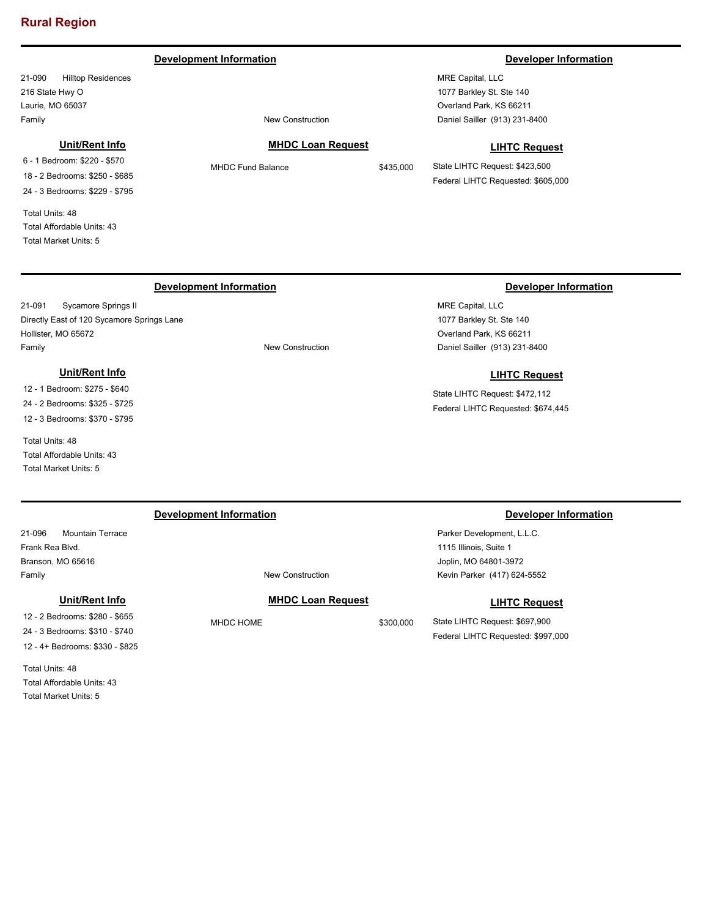## Rural Region

---

**Development Information**

21-090 Hilltop Residences
216 State Hwy O
Laurie, MO 65037
Family

New Construction

**Developer Information**

MRE Capital, LLC
1077 Barkley St. Ste 140
Overland Park, KS 66211
Daniel Sailler (913) 231-8400

**Unit/Rent Info**

6 - 1 Bedroom: $220 - $570
18 - 2 Bedrooms: $250 - $685
24 - 3 Bedrooms: $229 - $795

Total Units: 48
Total Affordable Units: 43
Total Market Units: 5

**MHDC Loan Request**

MHDC Fund Balance $435,000

**LIHTC Request**

State LIHTC Request: $423,500
Federal LIHTC Requested: $605,000

---

**Development Information**

21-091 Sycamore Springs II
Directly East of 120 Sycamore Springs Lane
Hollister, MO 65672
Family

New Construction

**Developer Information**

MRE Capital, LLC
1077 Barkley St. Ste 140
Overland Park, KS 66211
Daniel Sailler (913) 231-8400

**Unit/Rent Info**

12 - 1 Bedroom: $275 - $640
24 - 2 Bedrooms: $325 - $725
12 - 3 Bedrooms: $370 - $795

Total Units: 48
Total Affordable Units: 43
Total Market Units: 5

**LIHTC Request**

State LIHTC Request: $472,112
Federal LIHTC Requested: $674,445

---

**Development Information**

21-096 Mountain Terrace
Frank Rea Blvd.
Branson, MO 65616
Family

New Construction

**Developer Information**

Parker Development, L.L.C.
1115 Illinois, Suite 1
Joplin, MO 64801-3972
Kevin Parker (417) 624-5552

**Unit/Rent Info**

12 - 2 Bedrooms: $280 - $655
24 - 3 Bedrooms: $310 - $740
12 - 4+ Bedrooms: $330 - $825

Total Units: 48
Total Affordable Units: 43
Total Market Units: 5

**MHDC Loan Request**

MHDC HOME $300,000

**LIHTC Request**

State LIHTC Request: $697,900
Federal LIHTC Requested: $997,000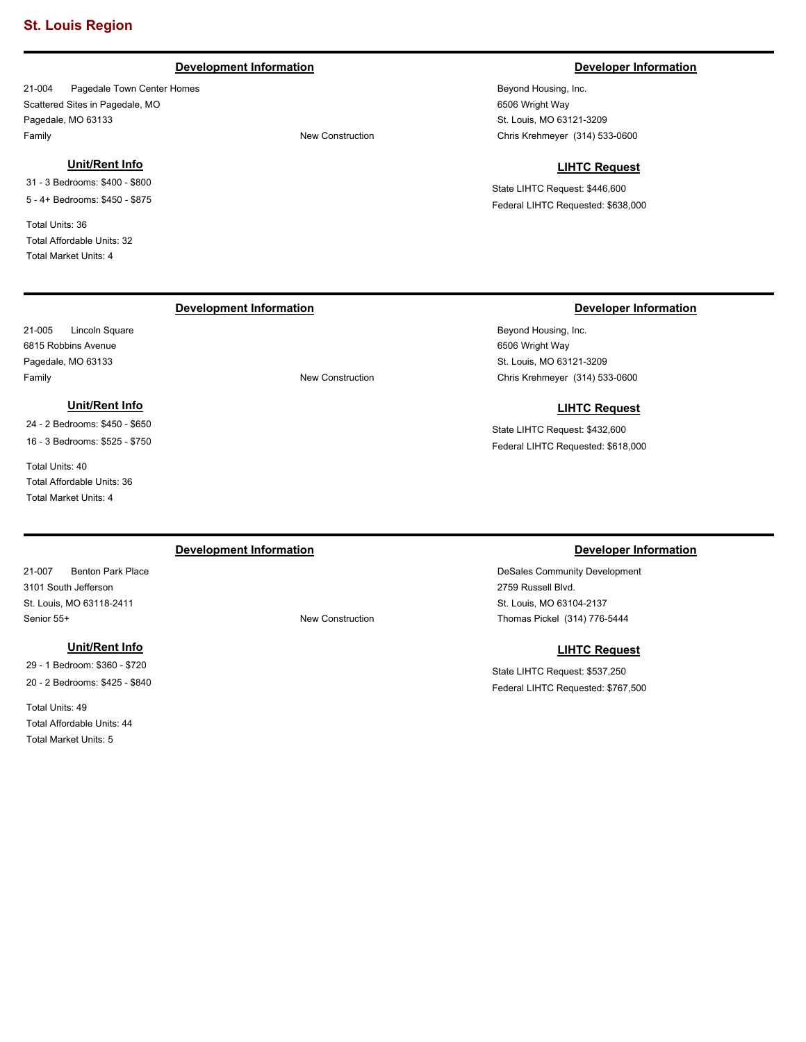# St. Louis Region

---

### Development Information

21-004 Pagedale Town Center Homes
Scattered Sites in Pagedale, MO
Pagedale, MO 63133
Family — New Construction

### Developer Information

Beyond Housing, Inc.
6506 Wright Way
St. Louis, MO 63121-3209
Chris Krehmeyer (314) 533-0600

### Unit/Rent Info

31 - 3 Bedrooms: $400 - $800
5 - 4+ Bedrooms: $450 - $875

Total Units: 36
Total Affordable Units: 32
Total Market Units: 4

### LIHTC Request

State LIHTC Request: $446,600
Federal LIHTC Requested: $638,000

---

### Development Information

21-005 Lincoln Square
6815 Robbins Avenue
Pagedale, MO 63133
Family — New Construction

### Developer Information

Beyond Housing, Inc.
6506 Wright Way
St. Louis, MO 63121-3209
Chris Krehmeyer (314) 533-0600

### Unit/Rent Info

24 - 2 Bedrooms: $450 - $650
16 - 3 Bedrooms: $525 - $750

Total Units: 40
Total Affordable Units: 36
Total Market Units: 4

### LIHTC Request

State LIHTC Request: $432,600
Federal LIHTC Requested: $618,000

---

### Development Information

21-007 Benton Park Place
3101 South Jefferson
St. Louis, MO 63118-2411
Senior 55+ — New Construction

### Developer Information

DeSales Community Development
2759 Russell Blvd.
St. Louis, MO 63104-2137
Thomas Pickel (314) 776-5444

### Unit/Rent Info

29 - 1 Bedroom: $360 - $720
20 - 2 Bedrooms: $425 - $840

Total Units: 49
Total Affordable Units: 44
Total Market Units: 5

### LIHTC Request

State LIHTC Request: $537,250
Federal LIHTC Requested: $767,500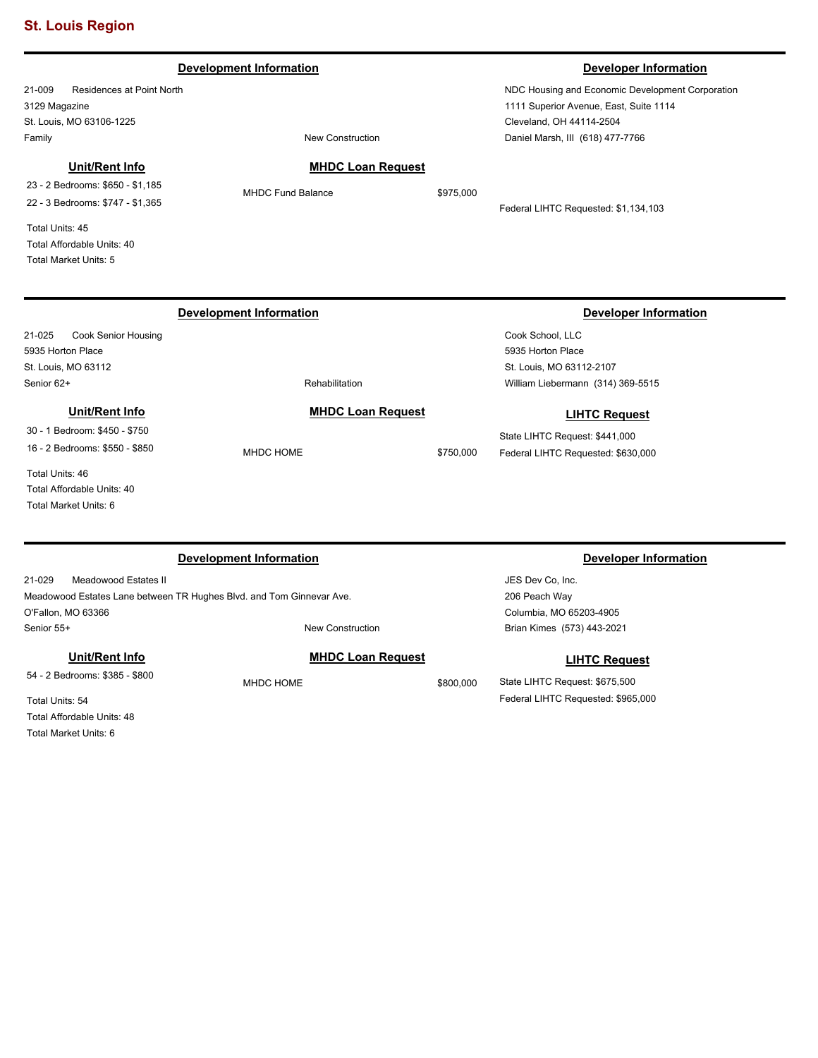## St. Louis Region

---

**Development Information**

21-009 Residences at Point North
3129 Magazine
St. Louis, MO 63106-1225
Family

New Construction

**Developer Information**

NDC Housing and Economic Development Corporation
1111 Superior Avenue, East, Suite 1114
Cleveland, OH 44114-2504
Daniel Marsh, III (618) 477-7766

**Unit/Rent Info**

23 - 2 Bedrooms: $650 - $1,185
22 - 3 Bedrooms: $747 - $1,365

Total Units: 45
Total Affordable Units: 40
Total Market Units: 5

**MHDC Loan Request**

MHDC Fund Balance $975,000

Federal LIHTC Requested: $1,134,103

---

**Development Information**

21-025 Cook Senior Housing
5935 Horton Place
St. Louis, MO 63112
Senior 62+

Rehabilitation

**Developer Information**

Cook School, LLC
5935 Horton Place
St. Louis, MO 63112-2107
William Liebermann (314) 369-5515

**Unit/Rent Info**

30 - 1 Bedroom: $450 - $750
16 - 2 Bedrooms: $550 - $850

Total Units: 46
Total Affordable Units: 40
Total Market Units: 6

**MHDC Loan Request**

MHDC HOME $750,000

**LIHTC Request**

State LIHTC Request: $441,000
Federal LIHTC Requested: $630,000

---

**Development Information**

21-029 Meadowood Estates II
Meadowood Estates Lane between TR Hughes Blvd. and Tom Ginnevar Ave.
O'Fallon, MO 63366
Senior 55+

New Construction

**Developer Information**

JES Dev Co, Inc.
206 Peach Way
Columbia, MO 65203-4905
Brian Kimes (573) 443-2021

**Unit/Rent Info**

54 - 2 Bedrooms: $385 - $800

Total Units: 54
Total Affordable Units: 48
Total Market Units: 6

**MHDC Loan Request**

MHDC HOME $800,000

**LIHTC Request**

State LIHTC Request: $675,500
Federal LIHTC Requested: $965,000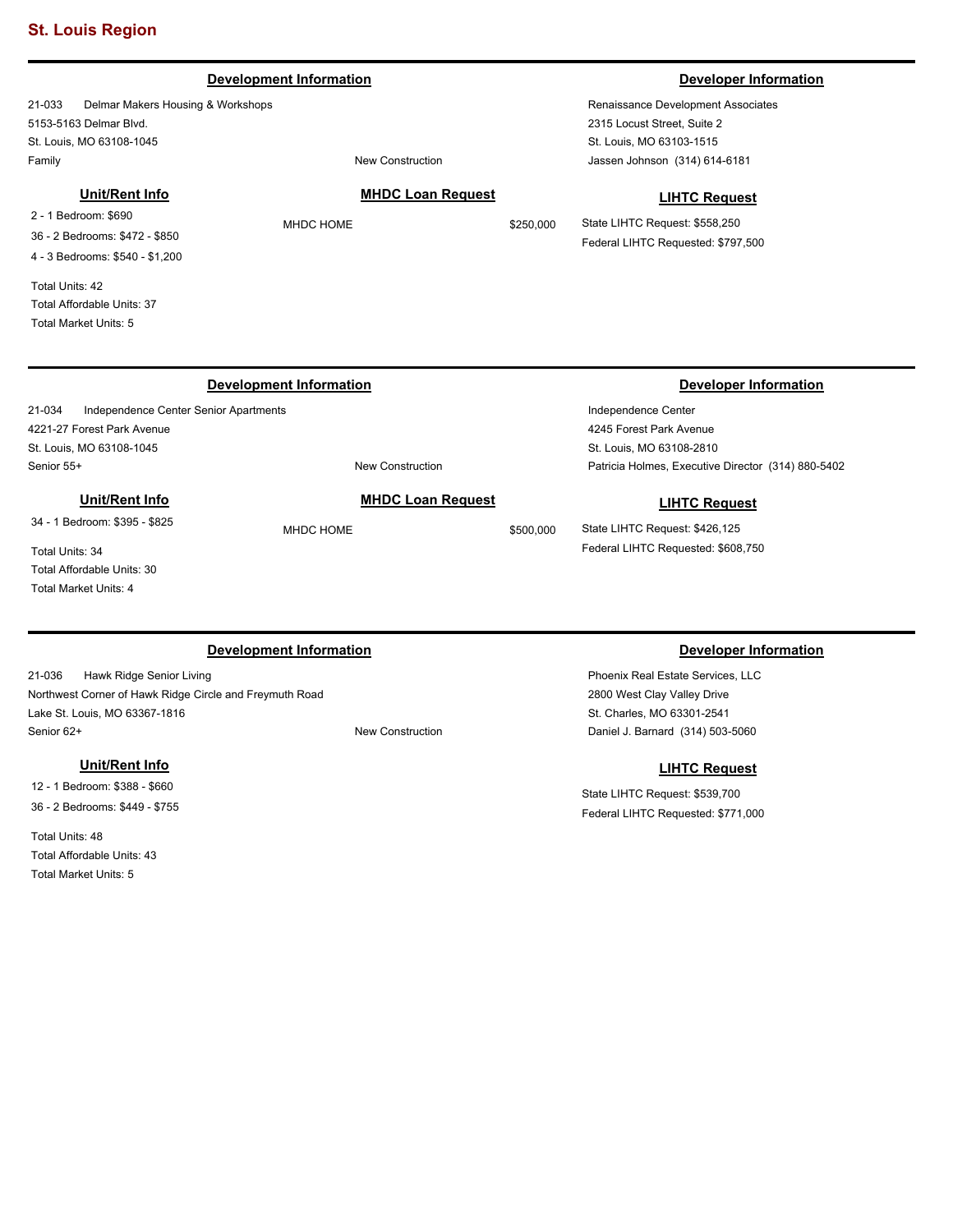## St. Louis Region

**Development Information**

21-033 Delmar Makers Housing & Workshops
5153-5163 Delmar Blvd.
St. Louis, MO 63108-1045
Family
New Construction

**Developer Information**

Renaissance Development Associates
2315 Locust Street, Suite 2
St. Louis, MO 63103-1515
Jassen Johnson (314) 614-6181

**Unit/Rent Info**

2 - 1 Bedroom: $690
36 - 2 Bedrooms: $472 - $850
4 - 3 Bedrooms: $540 - $1,200

Total Units: 42
Total Affordable Units: 37
Total Market Units: 5

**MHDC Loan Request**

MHDC HOME $250,000

**LIHTC Request**

State LIHTC Request: $558,250
Federal LIHTC Requested: $797,500

---

**Development Information**

21-034 Independence Center Senior Apartments
4221-27 Forest Park Avenue
St. Louis, MO 63108-1045
Senior 55+
New Construction

**Developer Information**

Independence Center
4245 Forest Park Avenue
St. Louis, MO 63108-2810
Patricia Holmes, Executive Director (314) 880-5402

**Unit/Rent Info**

34 - 1 Bedroom: $395 - $825

Total Units: 34
Total Affordable Units: 30
Total Market Units: 4

**MHDC Loan Request**

MHDC HOME $500,000

**LIHTC Request**

State LIHTC Request: $426,125
Federal LIHTC Requested: $608,750

---

**Development Information**

21-036 Hawk Ridge Senior Living
Northwest Corner of Hawk Ridge Circle and Freymuth Road
Lake St. Louis, MO 63367-1816
Senior 62+
New Construction

**Developer Information**

Phoenix Real Estate Services, LLC
2800 West Clay Valley Drive
St. Charles, MO 63301-2541
Daniel J. Barnard (314) 503-5060

**Unit/Rent Info**

12 - 1 Bedroom: $388 - $660
36 - 2 Bedrooms: $449 - $755

Total Units: 48
Total Affordable Units: 43
Total Market Units: 5

**LIHTC Request**

State LIHTC Request: $539,700
Federal LIHTC Requested: $771,000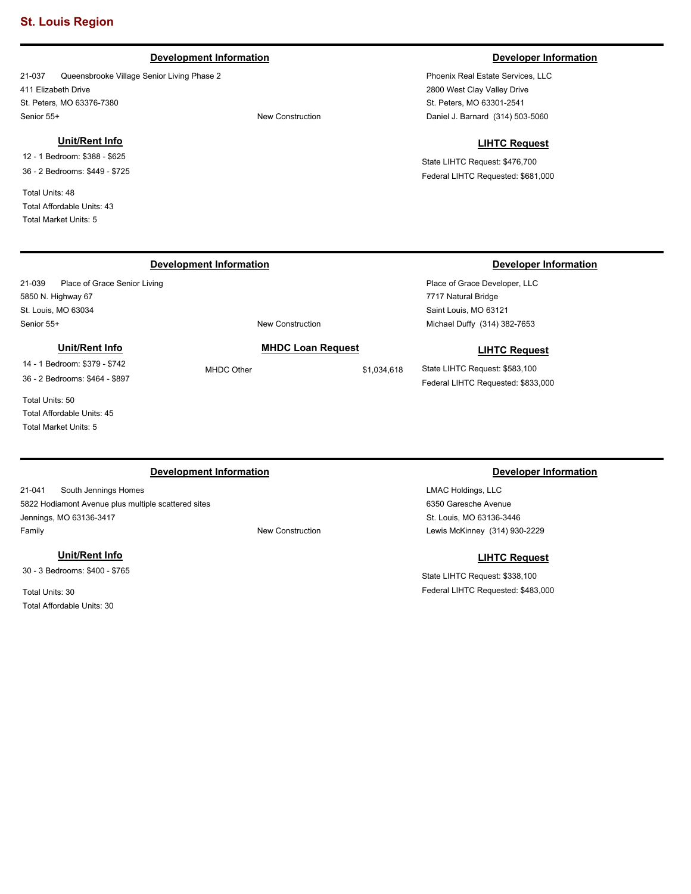## St. Louis Region

---

### Development Information

21-037 Queensbrooke Village Senior Living Phase 2
411 Elizabeth Drive
St. Peters, MO 63376-7380
Senior 55+

New Construction

### Developer Information

Phoenix Real Estate Services, LLC
2800 West Clay Valley Drive
St. Peters, MO 63301-2541
Daniel J. Barnard (314) 503-5060

### Unit/Rent Info

12 - 1 Bedroom: $388 - $625
36 - 2 Bedrooms: $449 - $725

Total Units: 48
Total Affordable Units: 43
Total Market Units: 5

### LIHTC Request

State LIHTC Request: $476,700
Federal LIHTC Requested: $681,000

---

### Development Information

21-039 Place of Grace Senior Living
5850 N. Highway 67
St. Louis, MO 63034
Senior 55+

New Construction

### Developer Information

Place of Grace Developer, LLC
7717 Natural Bridge
Saint Louis, MO 63121
Michael Duffy (314) 382-7653

### Unit/Rent Info

14 - 1 Bedroom: $379 - $742
36 - 2 Bedrooms: $464 - $897

Total Units: 50
Total Affordable Units: 45
Total Market Units: 5

### MHDC Loan Request

MHDC Other $1,034,618

### LIHTC Request

State LIHTC Request: $583,100
Federal LIHTC Requested: $833,000

---

### Development Information

21-041 South Jennings Homes
5822 Hodiamont Avenue plus multiple scattered sites
Jennings, MO 63136-3417
Family

New Construction

### Developer Information

LMAC Holdings, LLC
6350 Garesche Avenue
St. Louis, MO 63136-3446
Lewis McKinney (314) 930-2229

### Unit/Rent Info

30 - 3 Bedrooms: $400 - $765

Total Units: 30
Total Affordable Units: 30

### LIHTC Request

State LIHTC Request: $338,100
Federal LIHTC Requested: $483,000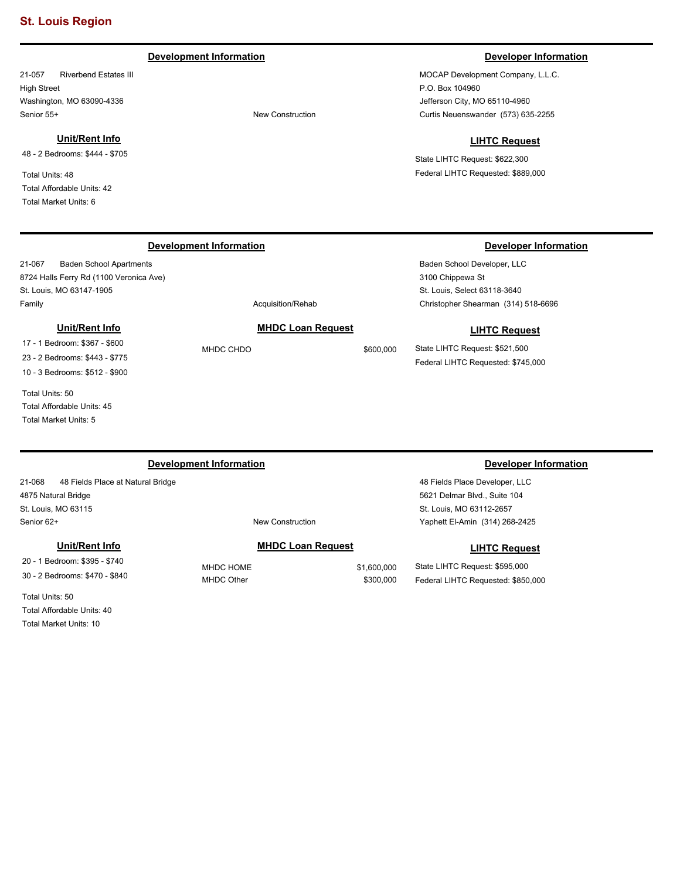## St. Louis Region

---

### Development Information

21-057 Riverbend Estates III
High Street
Washington, MO 63090-4336
Senior 55+

New Construction

### Developer Information

MOCAP Development Company, L.L.C.
P.O. Box 104960
Jefferson City, MO 65110-4960
Curtis Neuenswander (573) 635-2255

### Unit/Rent Info

48 - 2 Bedrooms: $444 - $705

Total Units: 48
Total Affordable Units: 42
Total Market Units: 6

### LIHTC Request

State LIHTC Request: $622,300
Federal LIHTC Requested: $889,000

---

### Development Information

21-067 Baden School Apartments
8724 Halls Ferry Rd (1100 Veronica Ave)
St. Louis, MO 63147-1905
Family

Acquisition/Rehab

### Developer Information

Baden School Developer, LLC
3100 Chippewa St
St. Louis, Select 63118-3640
Christopher Shearman (314) 518-6696

### Unit/Rent Info

17 - 1 Bedroom: $367 - $600
23 - 2 Bedrooms: $443 - $775
10 - 3 Bedrooms: $512 - $900

Total Units: 50
Total Affordable Units: 45
Total Market Units: 5

### MHDC Loan Request

| | |
|---|---|
| MHDC CHDO | $600,000 |

### LIHTC Request

State LIHTC Request: $521,500
Federal LIHTC Requested: $745,000

---

### Development Information

21-068 48 Fields Place at Natural Bridge
4875 Natural Bridge
St. Louis, MO 63115
Senior 62+

New Construction

### Developer Information

48 Fields Place Developer, LLC
5621 Delmar Blvd., Suite 104
St. Louis, MO 63112-2657
Yaphett El-Amin (314) 268-2425

### Unit/Rent Info

20 - 1 Bedroom: $395 - $740
30 - 2 Bedrooms: $470 - $840

Total Units: 50
Total Affordable Units: 40
Total Market Units: 10

### MHDC Loan Request

| | |
|---|---|
| MHDC HOME | $1,600,000 |
| MHDC Other | $300,000 |

### LIHTC Request

State LIHTC Request: $595,000
Federal LIHTC Requested: $850,000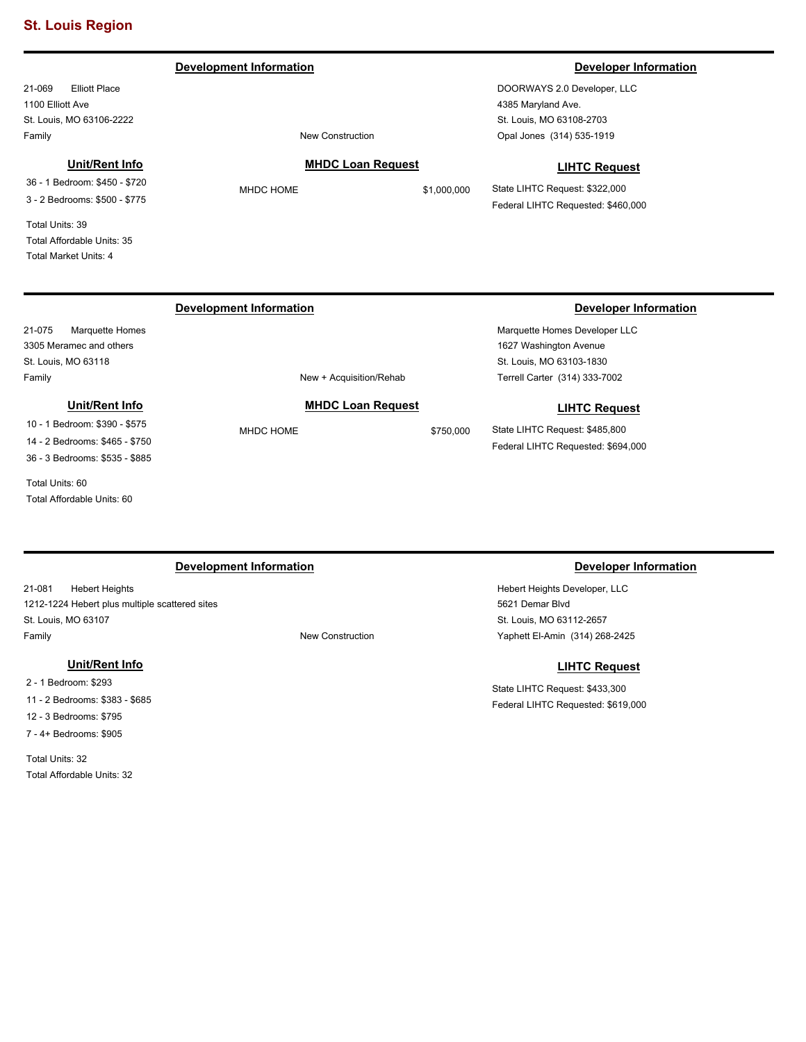## St. Louis Region

---

**Development Information**

21-069 Elliott Place
1100 Elliott Ave
St. Louis, MO 63106-2222
Family

New Construction

**Developer Information**

DOORWAYS 2.0 Developer, LLC
4385 Maryland Ave.
St. Louis, MO 63108-2703
Opal Jones (314) 535-1919

**Unit/Rent Info**

36 - 1 Bedroom: $450 - $720
3 - 2 Bedrooms: $500 - $775

Total Units: 39
Total Affordable Units: 35
Total Market Units: 4

**MHDC Loan Request**

MHDC HOME $1,000,000

**LIHTC Request**

State LIHTC Request: $322,000
Federal LIHTC Requested: $460,000

---

**Development Information**

21-075 Marquette Homes
3305 Meramec and others
St. Louis, MO 63118
Family

New + Acquisition/Rehab

**Developer Information**

Marquette Homes Developer LLC
1627 Washington Avenue
St. Louis, MO 63103-1830
Terrell Carter (314) 333-7002

**Unit/Rent Info**

10 - 1 Bedroom: $390 - $575
14 - 2 Bedrooms: $465 - $750
36 - 3 Bedrooms: $535 - $885

Total Units: 60
Total Affordable Units: 60

**MHDC Loan Request**

MHDC HOME $750,000

**LIHTC Request**

State LIHTC Request: $485,800
Federal LIHTC Requested: $694,000

---

**Development Information**

21-081 Hebert Heights
1212-1224 Hebert plus multiple scattered sites
St. Louis, MO 63107
Family

New Construction

**Developer Information**

Hebert Heights Developer, LLC
5621 Demar Blvd
St. Louis, MO 63112-2657
Yaphett El-Amin (314) 268-2425

**Unit/Rent Info**

2 - 1 Bedroom: $293
11 - 2 Bedrooms: $383 - $685
12 - 3 Bedrooms: $795
7 - 4+ Bedrooms: $905

Total Units: 32
Total Affordable Units: 32

**LIHTC Request**

State LIHTC Request: $433,300
Federal LIHTC Requested: $619,000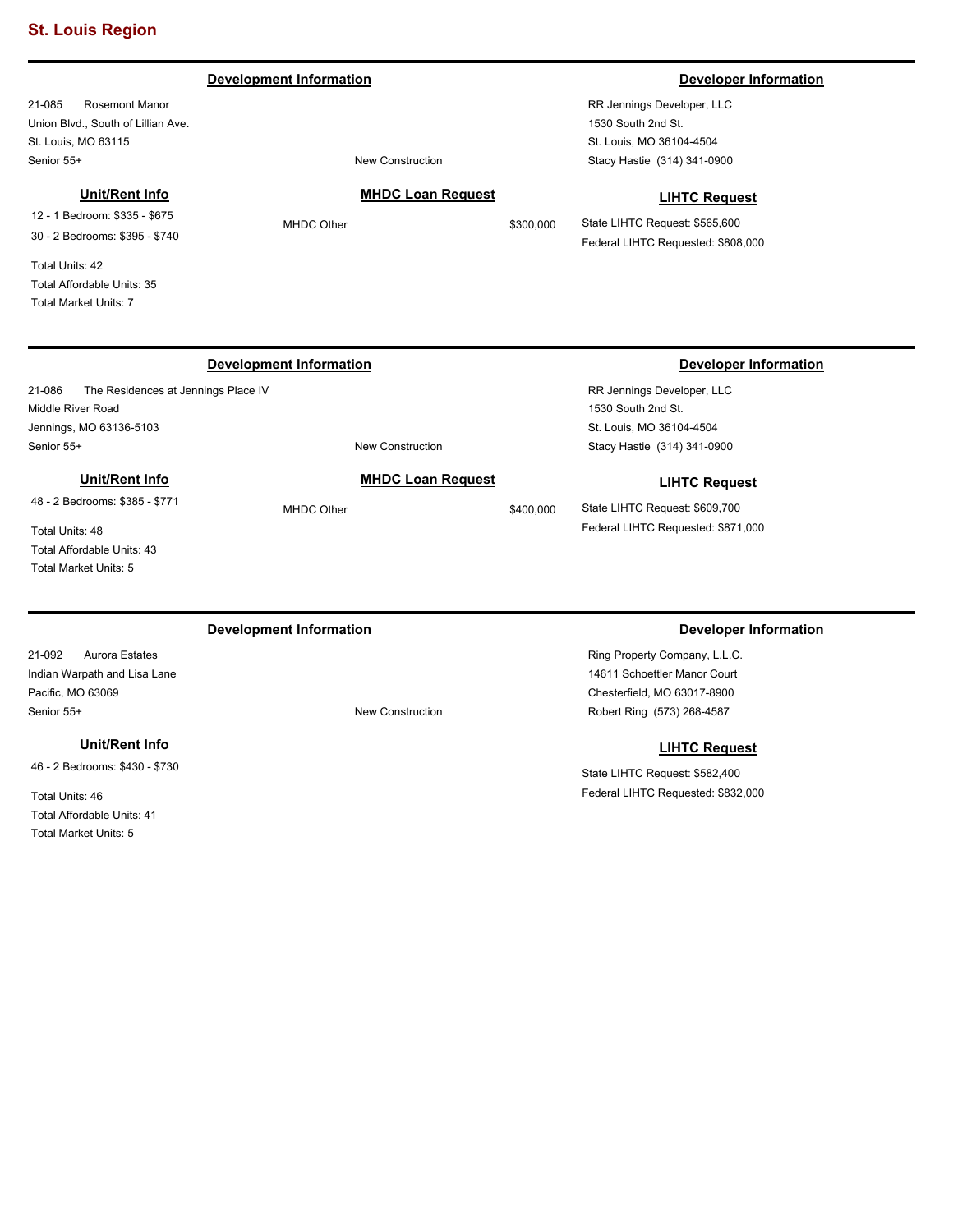## St. Louis Region

---

**Development Information**

21-085 Rosemont Manor
Union Blvd., South of Lillian Ave.
St. Louis, MO 63115
Senior 55+

New Construction

**Developer Information**

RR Jennings Developer, LLC
1530 South 2nd St.
St. Louis, MO 36104-4504
Stacy Hastie (314) 341-0900

**Unit/Rent Info**

12 - 1 Bedroom: $335 - $675
30 - 2 Bedrooms: $395 - $740

Total Units: 42
Total Affordable Units: 35
Total Market Units: 7

**MHDC Loan Request**

MHDC Other $300,000

**LIHTC Request**

State LIHTC Request: $565,600
Federal LIHTC Requested: $808,000

---

**Development Information**

21-086 The Residences at Jennings Place IV
Middle River Road
Jennings, MO 63136-5103
Senior 55+

New Construction

**Developer Information**

RR Jennings Developer, LLC
1530 South 2nd St.
St. Louis, MO 36104-4504
Stacy Hastie (314) 341-0900

**Unit/Rent Info**

48 - 2 Bedrooms: $385 - $771

Total Units: 48
Total Affordable Units: 43
Total Market Units: 5

**MHDC Loan Request**

MHDC Other $400,000

**LIHTC Request**

State LIHTC Request: $609,700
Federal LIHTC Requested: $871,000

---

**Development Information**

21-092 Aurora Estates
Indian Warpath and Lisa Lane
Pacific, MO 63069
Senior 55+

New Construction

**Developer Information**

Ring Property Company, L.L.C.
14611 Schoettler Manor Court
Chesterfield, MO 63017-8900
Robert Ring (573) 268-4587

**Unit/Rent Info**

46 - 2 Bedrooms: $430 - $730

Total Units: 46
Total Affordable Units: 41
Total Market Units: 5

**LIHTC Request**

State LIHTC Request: $582,400
Federal LIHTC Requested: $832,000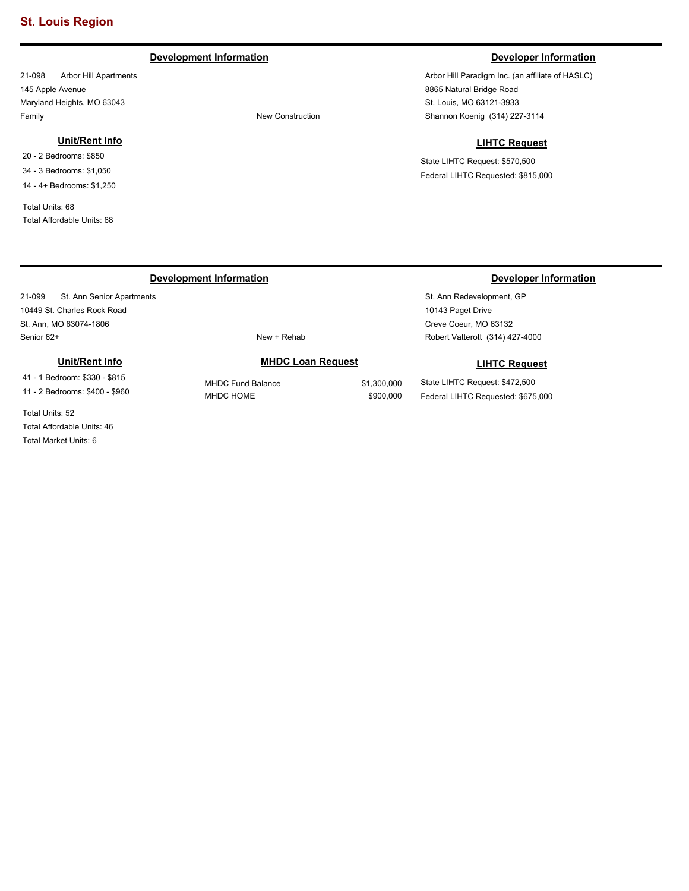## St. Louis Region

---

### Development Information

21-098 Arbor Hill Apartments
145 Apple Avenue
Maryland Heights, MO 63043
Family

New Construction

### Developer Information

Arbor Hill Paradigm Inc. (an affiliate of HASLC)
8865 Natural Bridge Road
St. Louis, MO 63121-3933
Shannon Koenig (314) 227-3114

### Unit/Rent Info

20 - 2 Bedrooms: $850
34 - 3 Bedrooms: $1,050
14 - 4+ Bedrooms: $1,250

Total Units: 68
Total Affordable Units: 68

### LIHTC Request

State LIHTC Request: $570,500
Federal LIHTC Requested: $815,000

---

### Development Information

21-099 St. Ann Senior Apartments
10449 St. Charles Rock Road
St. Ann, MO 63074-1806
Senior 62+

New + Rehab

### Developer Information

St. Ann Redevelopment, GP
10143 Paget Drive
Creve Coeur, MO 63132
Robert Vatterott (314) 427-4000

### Unit/Rent Info

41 - 1 Bedroom: $330 - $815
11 - 2 Bedrooms: $400 - $960

Total Units: 52
Total Affordable Units: 46
Total Market Units: 6

### MHDC Loan Request

| | |
|---|---|
| MHDC Fund Balance | $1,300,000 |
| MHDC HOME | $900,000 |

### LIHTC Request

State LIHTC Request: $472,500
Federal LIHTC Requested: $675,000